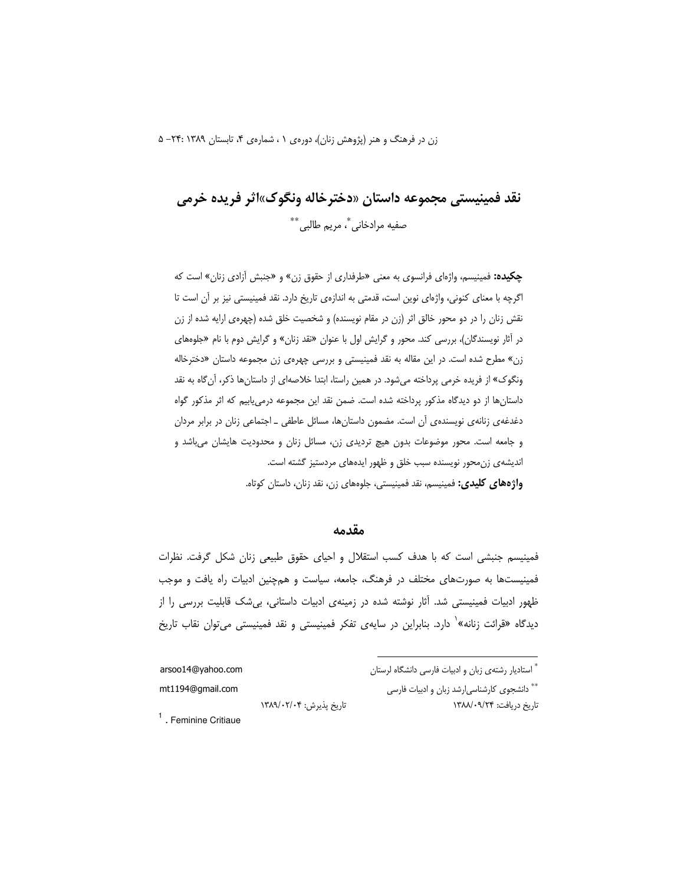# نقد فمینیستی مجموعه داستان «دخترخاله ونگوک»اثر فریده خرمی

صفیه مرادخانی[*]، مریم طالبی[**]

**چکیده:** فمینیسم، واژه‌ای فرانسوی به معنی «طرفداری از حقوق زن» و «جنبش آزادی زنان» است که اگرچه با معنای کنونی، واژه‌ای نوین است، قدمتی به اندازه‌ی تاریخ دارد. نقد فمینیستی نیز بر آن است تا نقش زنان را در دو محور خالق اثر (زن در مقام نویسنده) و شخصیت خلق شده (چهره‌ی ارایه شده از زن در آثار نویسندگان)، بررسی کند. محور و گرایش اول با عنوان «نقد زنان» و گرایش دوم با نام «جلوه‌های زن» مطرح شده است. در این مقاله به نقد فمینیستی و بررسی چهره‌ی زن مجموعه داستان «دخترخاله ونگوک» از فریده خرمی پرداخته می‌شود. در همین راستا، ابتدا خلاصه‌ای از داستان‌ها ذکر، آن‌گاه به نقد داستان‌ها از دو دیدگاه مذکور پرداخته شده است. ضمن نقد این مجموعه درمی‌یابیم که اثر مذکور گواه دغدغه‌ی زنانه‌ی نویسنده‌ی آن است. مضمون داستان‌ها، مسائل عاطفی ـ اجتماعی زنان در برابر مردان و جامعه است. محور موضوعات بدون هیچ تردیدی زن، مسائل زنان و محدودیت هایشان می‌باشد و اندیشه‌ی زن‌محور نویسنده سبب خلق و ظهور ایده‌های مردستیز گشته است.

**واژه‌های کلیدی:** فمینیسم، نقد فمینیستی، جلوه‌های زن، نقد زنان، داستان کوتاه.

## مقدمه

فمینیسم جنبشی است که با هدف کسب استقلال و احیای حقوق طبیعی زنان شکل گرفت. نظرات فمینیست‌ها به صورت‌های مختلف در فرهنگ، جامعه، سیاست و هم‌چنین ادبیات راه یافت و موجب ظهور ادبیات فمینیستی شد. آثار نوشته شده در زمینه‌ی ادبیات داستانی، بی‌شک قابلیت بررسی را از دیدگاه «قرائت زنانه»[1] دارد. بنابراین در سایه‌ی تفکر فمینیستی و نقد فمینیستی می‌توان نقاب تاریخ

---

[*] استادیار رشته‌ی زبان و ادبیات فارسی دانشگاه لرستان arsoo14@yahoo.com

[**] دانشجوی کارشناسی‌ارشد زبان و ادبیات فارسی mt1194@gmail.com

تاریخ دریافت: ۱۳۸۸/۰۹/۲۴ تاریخ پذیرش: ۱۳۸۹/۰۲/۰۴

[1] . Feminine Critiaue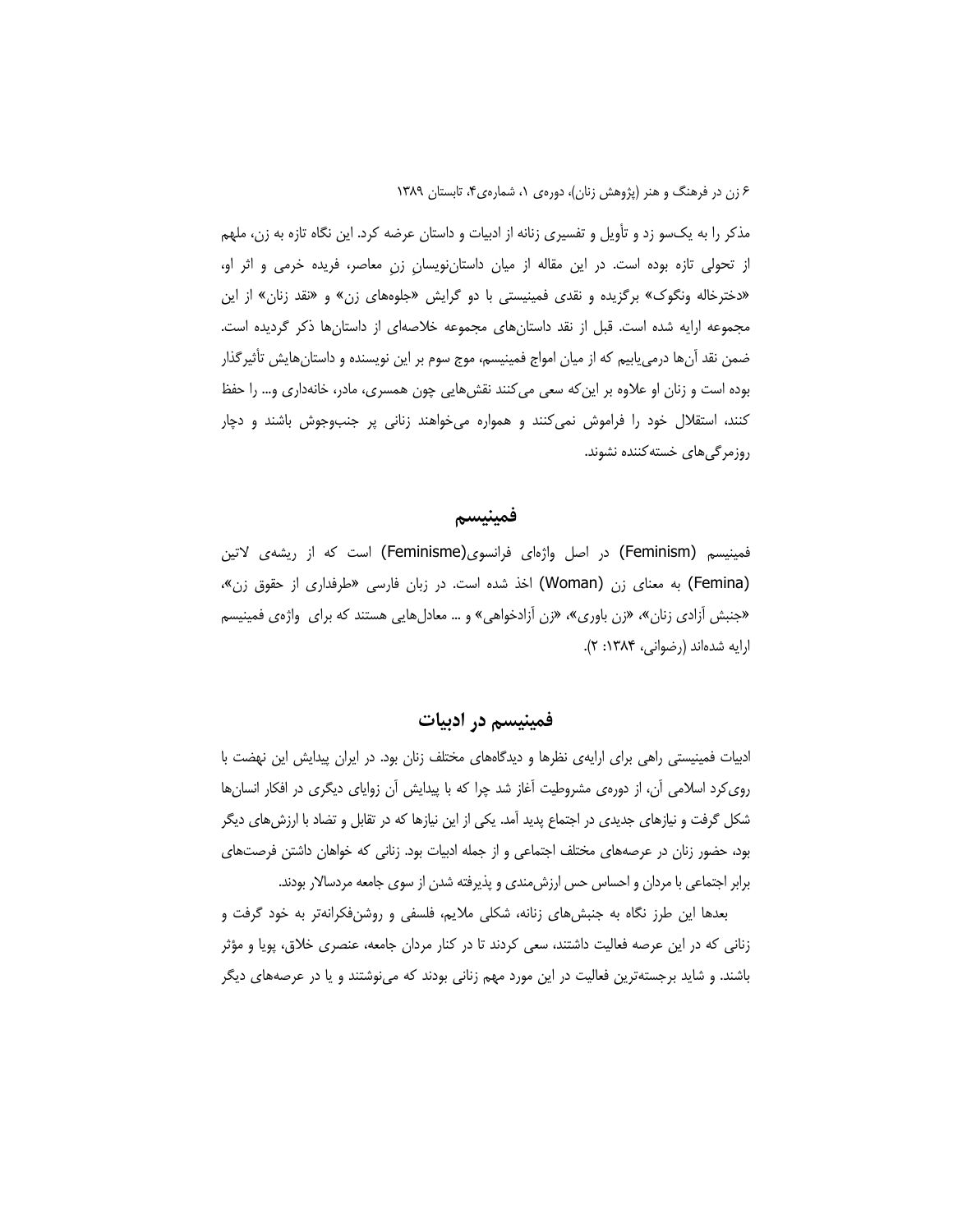مذکر را به یک‌سو زد و تأویل و تفسیری زنانه از ادبیات و داستان عرضه کرد. این نگاه تازه به زن، ملهم از تحولی تازه بوده است. در این مقاله از میان داستان‌نویسانِ زنِ معاصر، فریده خرمی و اثر او، «دخترخاله ونگوک» برگزیده و نقدی فمینیستی با دو گرایش «جلوه‌های زن» و «نقد زنان» از این مجموعه ارایه شده است. قبل از نقد داستان‌های مجموعه خلاصه‌ای از داستان‌ها ذکر گردیده است. ضمن نقد آن‌ها درمی‌یابیم که از میان امواج فمینیسم، موج سوم بر این نویسنده و داستان‌هایش تأثیرگذار بوده است و زنان او علاوه بر این‌که سعی می‌کنند نقش‌هایی چون همسری، مادر، خانه‌داری و... را حفظ کنند، استقلال خود را فراموش نمی‌کنند و همواره می‌خواهند زنانی پر جنب‌وجوش باشند و دچار روزمرگی‌های خسته‌کننده نشوند.

## فمینیسم

فمینیسم (Feminism) در اصل واژه‌ای فرانسوی(Feminisme) است که از ریشه‌ی لاتین (Femina) به معنای زن (Woman) اخذ شده است. در زبان فارسی «طرفداری از حقوق زن»، «جنبش آزادی زنان»، «زن باوری»، «زن آزادخواهی» و ... معادل‌هایی هستند که برای واژه‌ی فمینیسم ارایه شده‌اند (رضوانی، ۱۳۸۴: ۲).

## فمینیسم در ادبیات

ادبیات فمینیستی راهی برای ارایه‌ی نظرها و دیدگاه‌های مختلف زنان بود. در ایران پیدایش این نهضت با روی‌کرد اسلامی آن، از دوره‌ی مشروطیت آغاز شد چرا که با پیدایش آن زوایای دیگری در افکار انسان‌ها شکل گرفت و نیازهای جدیدی در اجتماع پدید آمد. یکی از این نیازها که در تقابل و تضاد با ارزش‌های دیگر بود، حضور زنان در عرصه‌های مختلف اجتماعی و از جمله ادبیات بود. زنانی که خواهان داشتن فرصت‌های برابر اجتماعی با مردان و احساس حس ارزش‌مندی و پذیرفته شدن از سوی جامعه مردسالار بودند.

بعدها این طرز نگاه به جنبش‌های زنانه، شکلی ملایم، فلسفی و روشن‌فکرانه‌تر به خود گرفت و زنانی که در این عرصه فعالیت داشتند، سعی کردند تا در کنار مردان جامعه، عنصری خلاق، پویا و مؤثر باشند. و شاید برجسته‌ترین فعالیت در این مورد مهم زنانی بودند که می‌نوشتند و یا در عرصه‌های دیگر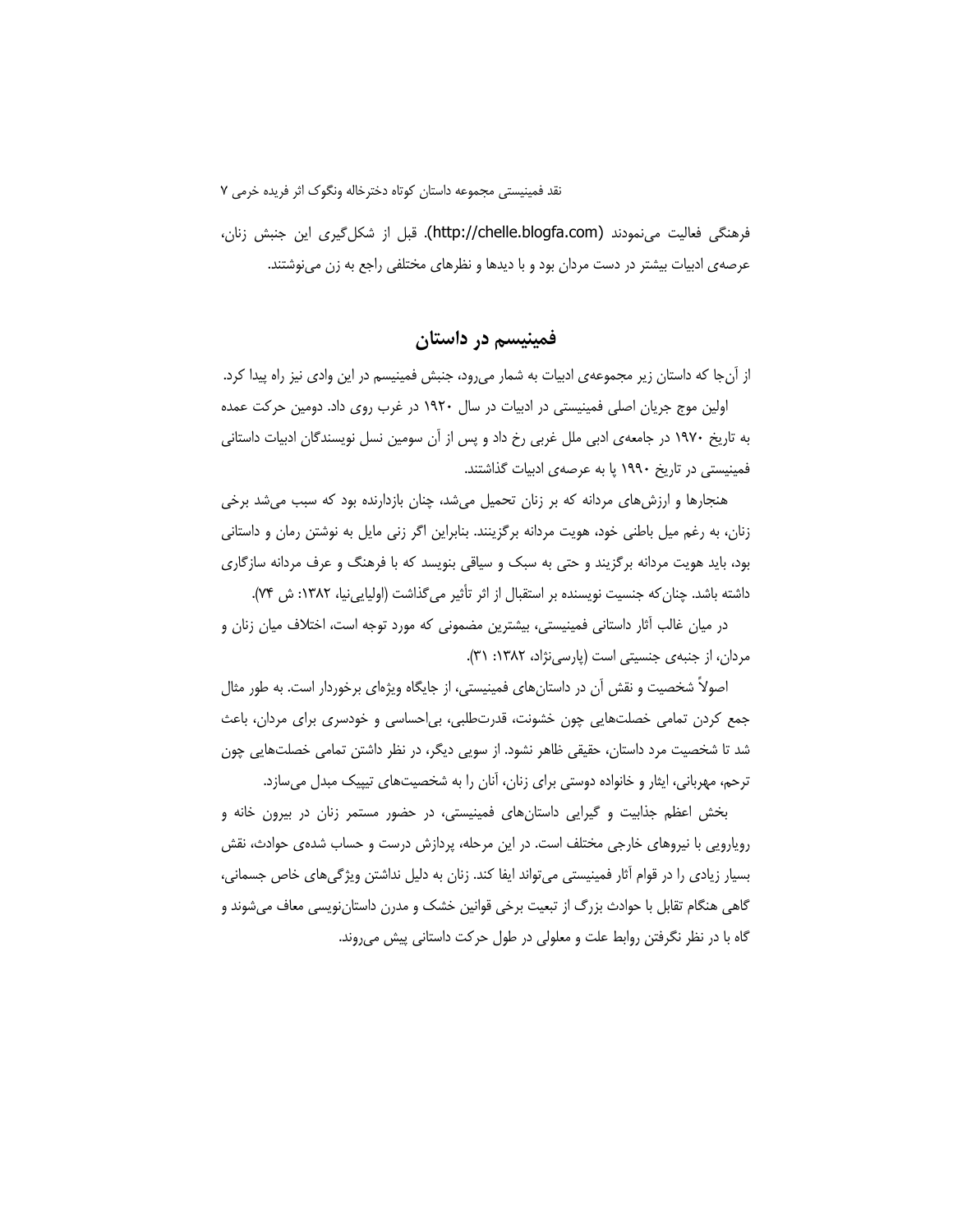فرهنگی فعالیت می‌نمودند (http://chelle.blogfa.com). قبل از شکل‌گیری این جنبش زنان، عرصه‌ی ادبیات بیشتر در دست مردان بود و با دیدها و نظرهای مختلفی راجع به زن می‌نوشتند.

## فمینیسم در داستان

از آن‌جا که داستان زیر مجموعه‌ی ادبیات به شمار می‌رود، جنبش فمینیسم در این وادی نیز راه پیدا کرد.

اولین موج جریان اصلی فمینیستی در ادبیات در سال ۱۹۲۰ در غرب روی داد. دومین حرکت عمده به تاریخ ۱۹۷۰ در جامعه‌ی ادبی ملل غربی رخ داد و پس از آن سومین نسل نویسندگان ادبیات داستانی فمینیستی در تاریخ ۱۹۹۰ پا به عرصه‌ی ادبیات گذاشتند.

هنجارها و ارزش‌های مردانه که بر زنان تحمیل می‌شد، چنان بازدارنده بود که سبب می‌شد برخی زنان، به رغم میل باطنی خود، هویت مردانه برگزینند. بنابراین اگر زنی مایل به نوشتن رمان و داستانی بود، باید هویت مردانه برگزیند و حتی به سبک و سیاقی بنویسد که با فرهنگ و عرف مردانه سازگاری داشته باشد. چنان‌که جنسیت نویسنده بر استقبال از اثر تأثیر می‌گذاشت (اولیایی‌نیا، ۱۳۸۲: ش ۷۴).

در میان غالب آثار داستانی فمینیستی، بیشترین مضمونی که مورد توجه است، اختلاف میان زنان و مردان، از جنبه‌ی جنسیتی است (پارسی‌نژاد، ۱۳۸۲: ۳۱).

اصولاً شخصیت و نقش آن در داستان‌های فمینیستی، از جایگاه ویژه‌ای برخوردار است. به طور مثال جمع کردن تمامی خصلت‌هایی چون خشونت، قدرت‌طلبی، بی‌احساسی و خودسری برای مردان، باعث شد تا شخصیت مرد داستان، حقیقی ظاهر نشود. از سویی دیگر، در نظر داشتن تمامی خصلت‌هایی چون ترحم، مهربانی، ایثار و خانواده دوستی برای زنان، آنان را به شخصیت‌های تیپیک مبدل می‌سازد.

بخش اعظم جذابیت و گیرایی داستان‌های فمینیستی، در حضور مستمر زنان در بیرون خانه و رویارویی با نیروهای خارجی مختلف است. در این مرحله، پردازش درست و حساب شده‌ی حوادث، نقش بسیار زیادی را در قوام آثار فمینیستی می‌تواند ایفا کند. زنان به دلیل نداشتن ویژگی‌های خاص جسمانی، گاهی هنگام تقابل با حوادث بزرگ از تبعیت برخی قوانین خشک و مدرن داستان‌نویسی معاف می‌شوند و گاه با در نظر نگرفتن روابط علت و معلولی در طول حرکت داستانی پیش می‌روند.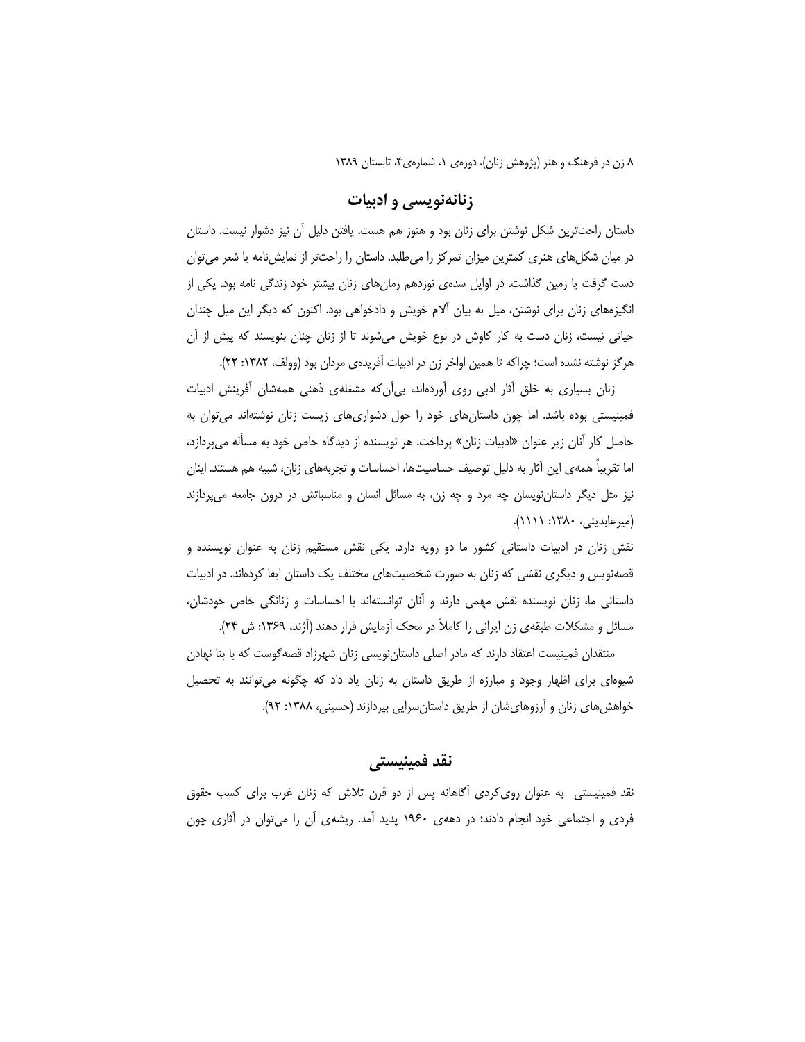## زنانه‌نویسی و ادبیات

داستان راحت‌ترین شکل نوشتن برای زنان بود و هنوز هم هست. یافتن دلیل آن نیز دشوار نیست. داستان در میان شکل‌های هنری کمترین میزان تمرکز را می‌طلبد. داستان را راحت‌تر از نمایش‌نامه یا شعر می‌توان دست گرفت یا زمین گذاشت. در اوایل سده‌ی نوزدهم رمان‌های زنان بیشتر خود زندگی نامه بود. یکی از انگیزه‌های زنان برای نوشتن، میل به بیان آلام خویش و دادخواهی بود. اکنون که دیگر این میل چندان حیاتی نیست، زنان دست به کار کاوش در نوع خویش می‌شوند تا از زنان چنان بنویسند که پیش از آن هرگز نوشته نشده است؛ چراکه تا همین اواخر زن در ادبیات آفریده‌ی مردان بود (وولف، ۱۳۸۲: ۲۲).

زنان بسیاری به خلق آثار ادبی روی آورده‌اند، بی‌آن‌که مشغله‌ی ذهنی همه‌شان آفرینش ادبیات فمینیستی بوده باشد. اما چون داستان‌های خود را حول دشواری‌های زیست زنان نوشته‌اند می‌توان به حاصل کار آنان زیر عنوان «ادبیات زنان» پرداخت. هر نویسنده از دیدگاه خاص خود به مسأله می‌پردازد، اما تقریباً همه‌ی این آثار به دلیل توصیف حساسیت‌ها، احساسات و تجربه‌های زنان، شبیه هم هستند. اینان نیز مثل دیگر داستان‌نویسان چه مرد و چه زن، به مسائل انسان و مناسباتش در درون جامعه می‌پردازند (میرعابدینی، ۱۳۸۰: ۱۱۱۱).

نقش زنان در ادبیات داستانی کشور ما دو رویه دارد. یکی نقش مستقیم زنان به عنوان نویسنده و قصه‌نویس و دیگری نقشی که زنان به صورت شخصیت‌های مختلف یک داستان ایفا کرده‌اند. در ادبیات داستانی ما، زنان نویسنده نقش مهمی دارند و آنان توانسته‌اند با احساسات و زنانگی خاص خودشان، مسائل و مشکلات طبقه‌ی زن ایرانی را کاملاً در محک آزمایش قرار دهند (آژند، ۱۳۶۹: ش ۲۴).

منتقدان فمینیست اعتقاد دارند که مادر اصلی داستان‌نویسی زنان شهرزاد قصه‌گوست که با بنا نهادن شیوه‌ای برای اظهار وجود و مبارزه از طریق داستان به زنان یاد داد که چگونه می‌توانند به تحصیل خواهش‌های زنان و آرزوهای‌شان از طریق داستان‌سرایی بپردازند (حسینی، ۱۳۸۸: ۹۲).

## نقد فمینیستی

نقد فمینیستی به عنوان روی‌کردی آگاهانه پس از دو قرن تلاش که زنان غرب برای کسب حقوق فردی و اجتماعی خود انجام دادند؛ در دهه‌ی ۱۹۶۰ پدید آمد. ریشه‌ی آن را می‌توان در آثاری چون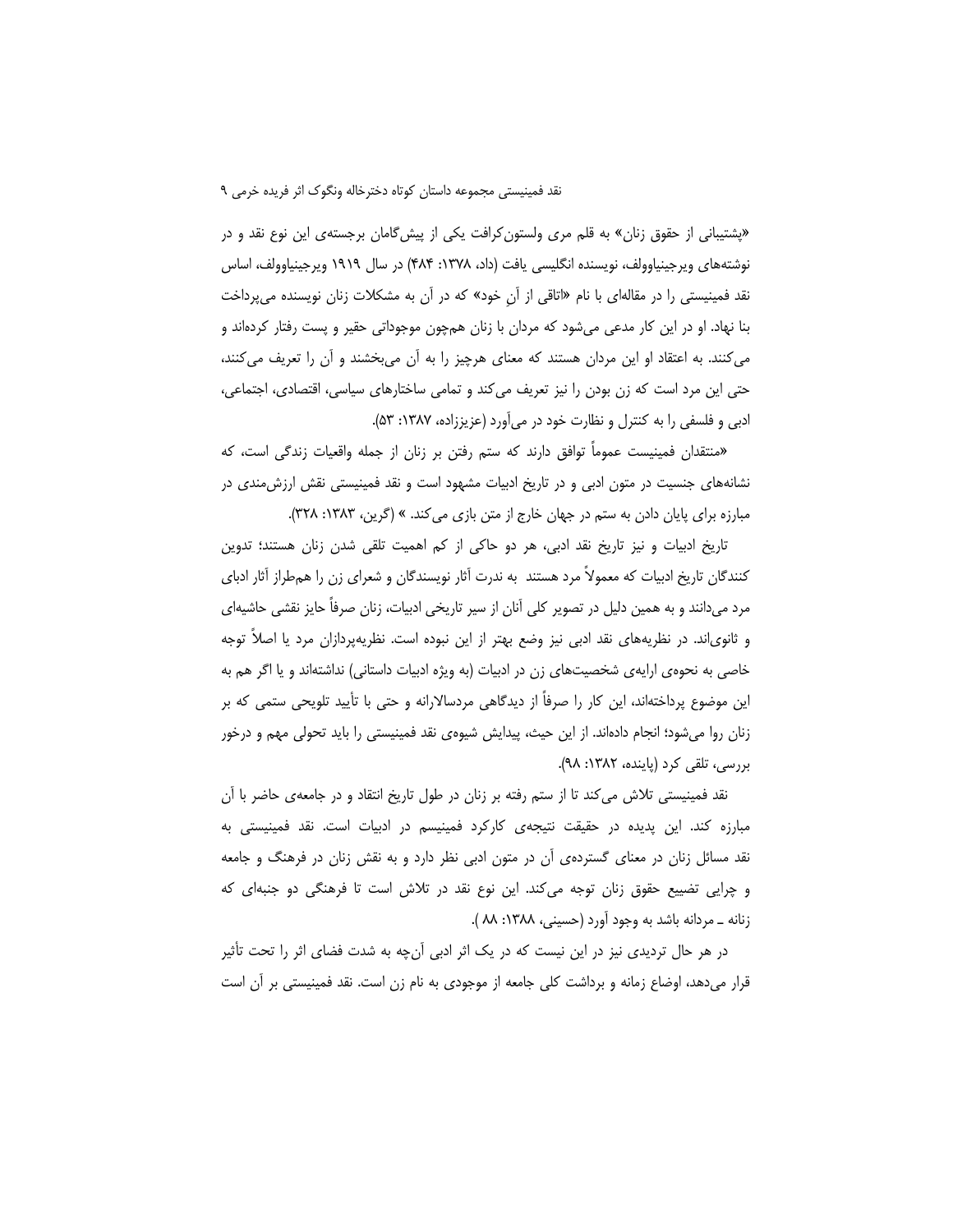«پشتیبانی از حقوق زنان» به قلم مری ولستون‌کرافت یکی از پیش‌گامان برجسته‌ی این نوع نقد و در نوشته‌های ویرجینیاوولف، نویسنده انگلیسی یافت (داد، ۱۳۷۸: ۴۸۴) در سال ۱۹۱۹ ویرجینیاوولف، اساس نقد فمینیستی را در مقاله‌ای با نام «اتاقی از آنِ خود» که در آن به مشکلات زنان نویسنده می‌پرداخت بنا نهاد. او در این کار مدعی می‌شود که مردان با زنان هم‌چون موجوداتی حقیر و پست رفتار کرده‌اند و می‌کنند. به اعتقاد او این مردان هستند که معنای هرچیز را به آن می‌بخشند و آن را تعریف می‌کنند، حتی این مرد است که زن بودن را نیز تعریف می‌کند و تمامی ساختارهای سیاسی، اقتصادی، اجتماعی، ادبی و فلسفی را به کنترل و نظارت خود در می‌آورد (عزیززاده، ۱۳۸۷: ۵۳).

«منتقدان فمینیست عموماً توافق دارند که ستم رفتن بر زنان از جمله واقعیات زندگی است، که نشانه‌های جنسیت در متون ادبی و در تاریخ ادبیات مشهود است و نقد فمینیستی نقش ارزش‌مندی در مبارزه برای پایان دادن به ستم در جهان خارج از متن بازی می‌کند. » (گرین، ۱۳۸۳: ۳۲۸).

تاریخ ادبیات و نیز تاریخ نقد ادبی، هر دو حاکی از کم اهمیت تلقی شدن زنان هستند؛ تدوین کنندگان تاریخ ادبیات که معمولاً مرد هستند به ندرت آثار نویسندگان و شعرای زن را هم‌طراز آثار ادبای مرد می‌دانند و به همین دلیل در تصویر کلی آنان از سیر تاریخی ادبیات، زنان صرفاً حایز نقشی حاشیه‌ای و ثانوی‌اند. در نظریه‌های نقد ادبی نیز وضع بهتر از این نبوده است. نظریه‌پردازان مرد یا اصلاً توجه خاصی به نحوه‌ی ارایه‌ی شخصیت‌های زن در ادبیات (به ویژه ادبیات داستانی) نداشته‌اند و یا اگر هم به این موضوع پرداخته‌اند، این کار را صرفاً از دیدگاهی مردسالارانه و حتی با تأیید تلویحی ستمی که بر زنان روا می‌شود؛ انجام داده‌اند. از این حیث، پیدایش شیوه‌ی نقد فمینیستی را باید تحولی مهم و درخور بررسی، تلقی کرد (پاینده، ۱۳۸۲: ۹۸).

نقد فمینیستی تلاش می‌کند تا از ستم رفته بر زنان در طول تاریخ انتقاد و در جامعه‌ی حاضر با آن مبارزه کند. این پدیده در حقیقت نتیجه‌ی کارکرد فمینیسم در ادبیات است. نقد فمینیستی به نقد مسائل زنان در معنای گسترده‌ی آن در متون ادبی نظر دارد و به نقش زنان در فرهنگ و جامعه و چرایی تضییع حقوق زنان توجه می‌کند. این نوع نقد در تلاش است تا فرهنگی دو جنبه‌ای که زنانه ـ مردانه باشد به وجود آورد (حسینی، ۱۳۸۸: ۸۸ ).

در هر حال تردیدی نیز در این نیست که در یک اثر ادبی آن‌چه به شدت فضای اثر را تحت تأثیر قرار می‌دهد، اوضاع زمانه و برداشت کلی جامعه از موجودی به نام زن است. نقد فمینیستی بر آن است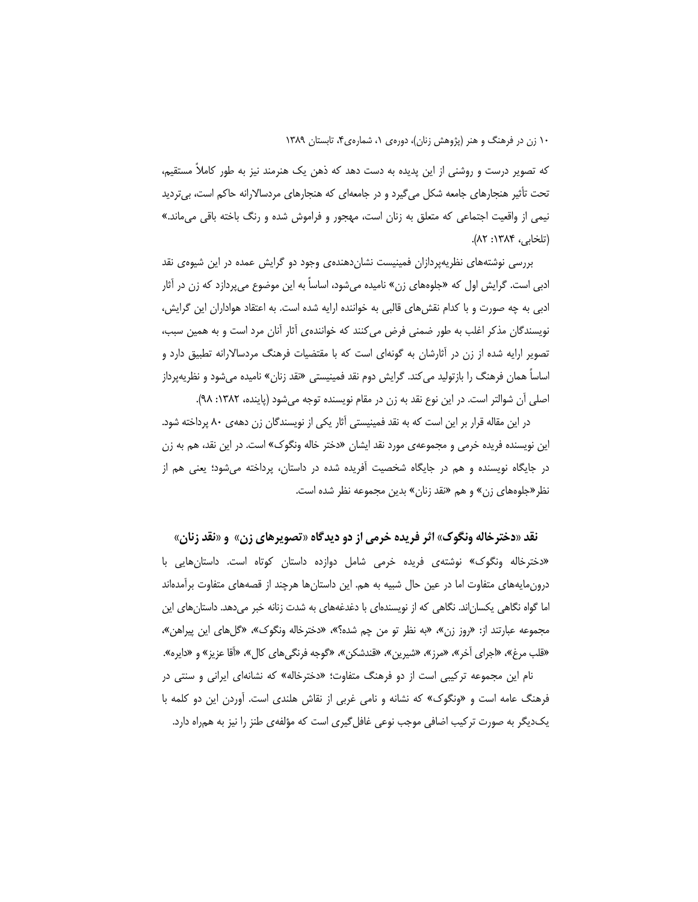که تصویر درست و روشنی از این پدیده به دست دهد که ذهن یک هنرمند نیز به طور کاملاً مستقیم، تحت تأثیر هنجارهای جامعه شکل می‌گیرد و در جامعه‌ای که هنجارهای مردسالارانه حاکم است، بی‌تردید نیمی از واقعیت اجتماعی که متعلق به زنان است، مهجور و فراموش شده و رنگ باخته باقی می‌ماند.» (تلخابی، ۱۳۸۴: ۸۲).

بررسی نوشته‌های نظریه‌پردازان فمینیست نشان‌دهنده‌ی وجود دو گرایش عمده در این شیوه‌ی نقد ادبی است. گرایش اول که «جلوه‌های زن» نامیده می‌شود، اساساً به این موضوع می‌پردازد که زن در آثار ادبی به چه صورت و با کدام نقش‌های قالبی به خواننده ارایه شده است. به اعتقاد هواداران این گرایش، نویسندگان مذکر اغلب به طور ضمنی فرض می‌کنند که خواننده‌ی آثار آنان مرد است و به همین سبب، تصویر ارایه شده از زن در آثارشان به گونه‌ای است که با مقتضیات فرهنگ مردسالارانه تطبیق دارد و اساساً همان فرهنگ را بازتولید می‌کند. گرایش دوم نقد فمینیستی «نقد زنان» نامیده می‌شود و نظریه‌پرداز اصلی آن شوالتر است. در این نوع نقد به زن در مقام نویسنده توجه می‌شود (پاینده، ۱۳۸۲: ۹۸).

در این مقاله قرار بر این است که به نقد فمینیستی آثار یکی از نویسندگان زن دهه‌ی ۸۰ پرداخته شود. این نویسنده فریده خرمی و مجموعه‌ی مورد نقد ایشان «دختر خاله ونگوک» است. در این نقد، هم به زن در جایگاه نویسنده و هم در جایگاه شخصیت آفریده شده در داستان، پرداخته می‌شود؛ یعنی هم از نظر«جلوه‌های زن» و هم «نقد زنان» بدین مجموعه نظر شده است.

## نقد «دخترخاله ونگوک» اثر فریده خرمی از دو دیدگاه «تصویرهای زن» و «نقد زنان»

«دخترخاله ونگوک» نوشته‌ی فریده خرمی شامل دوازده داستان کوتاه است. داستان‌هایی با درون‌مایه‌های متفاوت اما در عین حال شبیه به هم. این داستان‌ها هرچند از قصه‌های متفاوت برآمده‌اند اما گواه نگاهی یکسان‌اند. نگاهی که از نویسنده‌ای با دغدغه‌های به شدت زنانه خبر می‌دهد. داستان‌های این مجموعه عبارتند از: «روز زن»، «به نظر تو من چم شده؟»، «دخترخاله ونگوک»، «گل‌های این پیراهن»، «قلب مرغ»، «اجرای آخر»، «مرز»، «شیرین»، «قندشکن»، «گوجه فرنگی‌های کال»، «آقا عزیز» و «دایره».

نام این مجموعه ترکیبی است از دو فرهنگ متفاوت؛ «دخترخاله» که نشانه‌ای ایرانی و سنتی در فرهنگ عامه است و «ونگوک» که نشانه و نامی غربی از نقاش هلندی است. آوردن این دو کلمه با یک‌دیگر به صورت ترکیب اضافی موجب نوعی غافل‌گیری است که مؤلفه‌ی طنز را نیز به همراه دارد.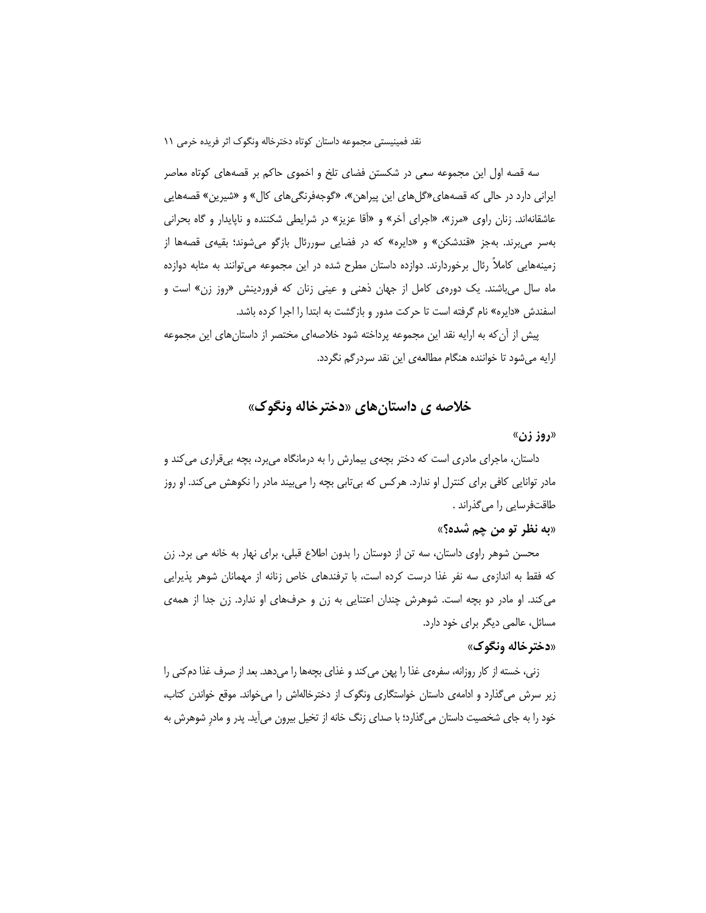سه قصه اول این مجموعه سعی در شکستن فضای تلخ و اخموی حاکم بر قصه‌های کوتاه معاصر ایرانی دارد در حالی که قصه‌های «گل‌های این پیراهن»، «گوجه‌فرنگی‌های کال» و «شیرین» قصه‌هایی عاشقانه‌اند. زنان راوی «مرز»، «اجرای آخر» و «آقا عزیز» در شرایطی شکننده و ناپایدار و گاه بحرانی به‌سر می‌برند. به‌جز «قندشکن» و «دایره» که در فضایی سوررئال بازگو می‌شوند؛ بقیه‌ی قصه‌ها از زمینه‌هایی کاملاً رئال برخوردارند. دوازده داستان مطرح شده در این مجموعه می‌توانند به مثابه دوازده ماه سال می‌باشند. یک دوره‌ی کامل از جهان ذهنی و عینی زنان که فروردینش «روز زن» است و اسفندش «دایره» نام گرفته است تا حرکت مدور و بازگشت به ابتدا را اجرا کرده باشد.

پیش از آن‌که به ارایه نقد این مجموعه پرداخته شود خلاصه‌ای مختصر از داستان‌های این مجموعه ارایه می‌شود تا خواننده هنگام مطالعه‌ی این نقد سردرگم نگردد.

## خلاصه ی داستان‌های «دخترخاله ونگوک»

### «روز زن»

داستان، ماجرای مادری است که دختر بچه‌ی بیمارش را به درمانگاه می‌برد، بچه بی‌قراری می‌کند و مادر توانایی کافی برای کنترل او ندارد. هرکس که بی‌تابی بچه را می‌بیند مادر را نکوهش می‌کند. او روز طاقت‌فرسایی را می‌گذراند .

### «به نظر تو من چم شده؟»

محسن شوهر راوی داستان، سه تن از دوستان را بدون اطلاع قبلی، برای نهار به خانه می برد. زن که فقط به اندازه‌ی سه نفر غذا درست کرده است، با ترفندهای خاص زنانه از مهمانان شوهر پذیرایی می‌کند. او مادر دو بچه است. شوهرش چندان اعتنایی به زن و حرف‌های او ندارد. زن جدا از همه‌ی مسائل، عالمی دیگر برای خود دارد.

### «دخترخاله ونگوک»

زنی، خسته از کار روزانه، سفره‌ی غذا را پهن می‌کند و غذای بچه‌ها را می‌دهد. بعد از صرف غذا دم‌کنی را زیر سرش می‌گذارد و ادامه‌ی داستان خواستگاری ونگوک از دخترخاله‌اش را می‌خواند. موقع خواندن کتاب، خود را به جای شخصیت داستان می‌گذارد؛ با صدای زنگ خانه از تخیل بیرون می‌آید. پدر و مادرِ شوهرش به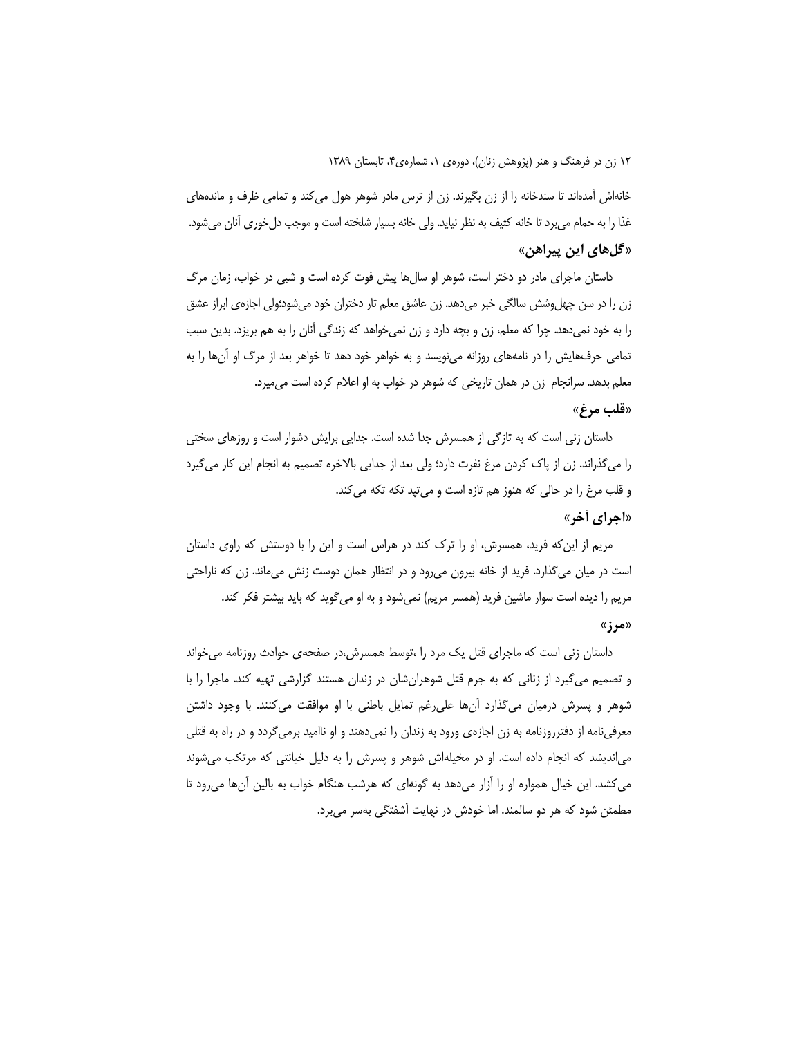خانه‌اش آمده‌اند تا سندخانه را از زن بگیرند. زن از ترس مادر شوهر هول می‌کند و تمامی ظرف و مانده‌های غذا را به حمام می‌برد تا خانه کثیف به نظر نیاید. ولی خانه بسیار شلخته است و موجب دل‌خوری آنان می‌شود.

### «گل‌های این پیراهن»

داستان ماجرای مادر دو دختر است، شوهر او سال‌ها پیش فوت کرده است و شبی در خواب، زمان مرگ زن را در سن چهل‌وشش سالگی خبر می‌دهد. زن عاشق معلم تار دختران خود می‌شود؛ولی اجازه‌ی ابراز عشق را به خود نمی‌دهد. چرا که معلم، زن و بچه دارد و زن نمی‌خواهد که زندگی آنان را به هم بریزد. بدین سبب تمامی حرف‌هایش را در نامه‌های روزانه می‌نویسد و به خواهر خود دهد تا خواهر بعد از مرگ او آن‌ها را به معلم بدهد. سرانجام زن در همان تاریخی که شوهر در خواب به او اعلام کرده است می‌میرد.

### «قلب مرغ»

داستان زنی است که به تازگی از همسرش جدا شده است. جدایی برایش دشوار است و روزهای سختی را می‌گذراند. زن از پاک کردن مرغ نفرت دارد؛ ولی بعد از جدایی بالاخره تصمیم به انجام این کار می‌گیرد و قلب مرغ را در حالی که هنوز هم تازه است و می‌تپد تکه تکه می‌کند.

### «اجرای آخر»

مریم از این‌که فرید، همسرش، او را ترک کند در هراس است و این را با دوستش که راوی داستان است در میان می‌گذارد. فرید از خانه بیرون می‌رود و در انتظار همان دوست زنش می‌ماند. زن که ناراحتی مریم را دیده است سوار ماشین فرید (همسر مریم) نمی‌شود و به او می‌گوید که باید بیشتر فکر کند.

### «مرز»

داستان زنی است که ماجرای قتل یک مرد را ،توسط همسرش،در صفحه‌ی حوادث روزنامه می‌خواند و تصمیم می‌گیرد از زنانی که به جرم قتل شوهران‌شان در زندان هستند گزارشی تهیه کند. ماجرا را با شوهر و پسرش درمیان می‌گذارد آن‌ها علی‌رغم تمایل باطنی با او موافقت می‌کنند. با وجود داشتن معرفی‌نامه از دفترروزنامه به زن اجازه‌ی ورود به زندان را نمی‌دهند و او ناامید برمی‌گردد و در راه به قتلی می‌اندیشد که انجام داده است. او در مخیله‌اش شوهر و پسرش را به دلیل خیانتی که مرتکب می‌شوند می‌کشد. این خیال همواره او را آزار می‌دهد به گونه‌ای که هرشب هنگام خواب به بالین آن‌ها می‌رود تا مطمئن شود که هر دو سالمند. اما خودش در نهایت آشفتگی به‌سر می‌برد.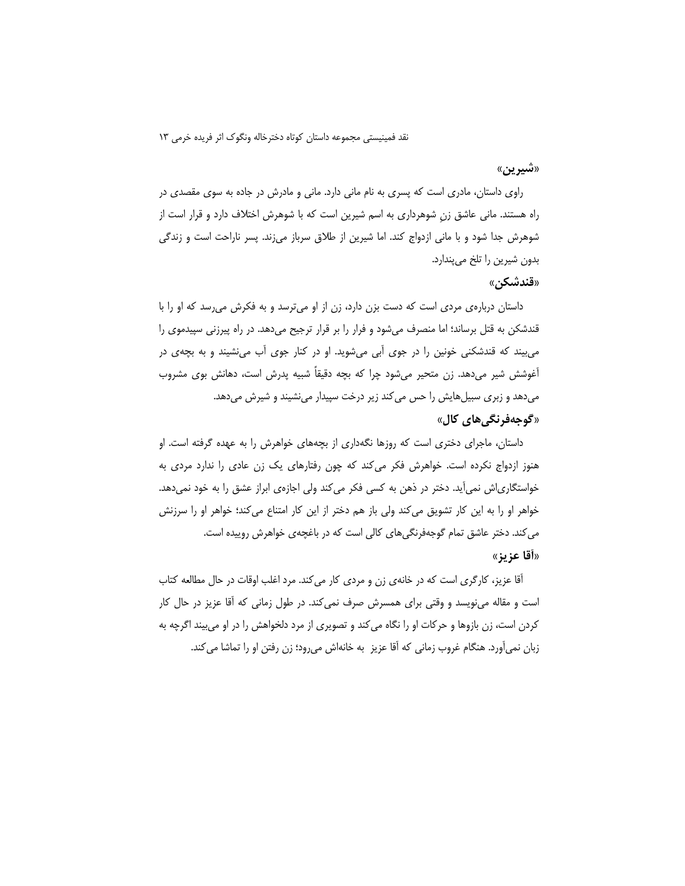**«شیرین»**

راوی داستان، مادری است که پسری به نام مانی دارد. مانی و مادرش در جاده به سوی مقصدی در راه هستند. مانی عاشق زنِ شوهرداری به اسم شیرین است که با شوهرش اختلاف دارد و قرار است از شوهرش جدا شود و با مانی ازدواج کند. اما شیرین از طلاق سرباز می‌زند. پسر ناراحت است و زندگی بدون شیرین را تلخ می‌پندارد.

**«قندشکن»**

داستان درباره‌ی مردی است که دست بزن دارد، زن از او می‌ترسد و به فکرش می‌رسد که او را با قندشکن به قتل برساند؛ اما منصرف می‌شود و فرار را بر قرار ترجیح می‌دهد. در راه پیرزنی سپیدموی را می‌بیند که قندشکنی خونین را در جوی آبی می‌شوید. او در کنار جوی آب می‌نشیند و به بچه‌ی در آغوشش شیر می‌دهد. زن متحیر می‌شود چرا که بچه دقیقاً شبیه پدرش است، دهانش بوی مشروب می‌دهد و زبری سبیل‌هایش را حس می‌کند زیر درخت سپیدار می‌نشیند و شیرش می‌دهد.

**«گوجه‌فرنگی‌های کال»**

داستان، ماجرای دختری است که روزها نگه‌داری از بچه‌های خواهرش را به عهده گرفته است. او هنوز ازدواج نکرده است. خواهرش فکر می‌کند که چون رفتارهای یک زن عادی را ندارد مردی به خواستگاری‌اش نمی‌آید. دختر در ذهن به کسی فکر می‌کند ولی اجازه‌ی ابراز عشق را به خود نمی‌دهد. خواهر او را به این کار تشویق می‌کند ولی باز هم دختر از این کار امتناع می‌کند؛ خواهر او را سرزنش می‌کند. دختر عاشق تمام گوجه‌فرنگی‌های کالی است که در باغچه‌ی خواهرش روییده است.

**«آقا عزیز»**

آقا عزیز، کارگری است که در خانه‌ی زن و مردی کار می‌کند. مرد اغلب اوقات در حال مطالعه کتاب است و مقاله می‌نویسد و وقتی برای همسرش صرف نمی‌کند. در طول زمانی که آقا عزیز در حال کار کردن است، زن بازوها و حرکات او را نگاه می‌کند و تصویری از مرد دلخواهش را در او می‌بیند اگرچه به زبان نمی‌آورد. هنگام غروب زمانی که آقا عزیز به خانه‌اش می‌رود؛ زن رفتن او را تماشا می‌کند.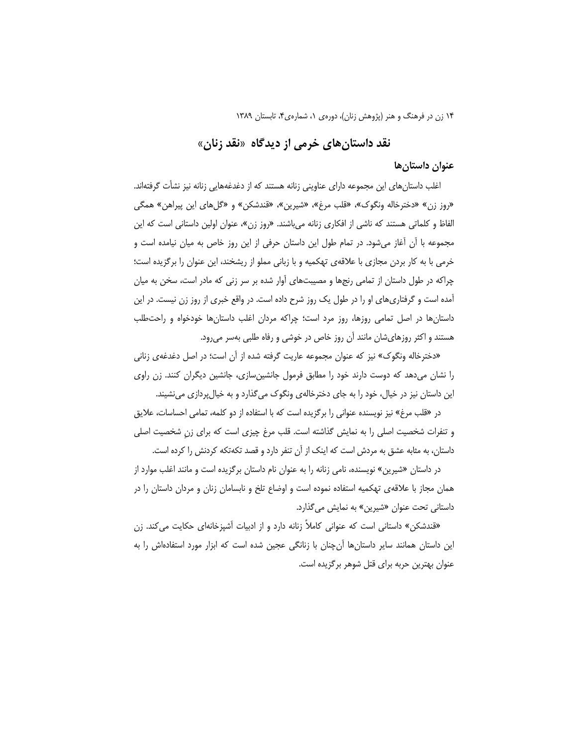## نقد داستان‌های خرمی از دیدگاه «نقد زنان»

### عنوان داستان‌ها

اغلب داستان‌های این مجموعه دارای عناوینی زنانه هستند که از دغدغه‌هایی زنانه نیز نشأت گرفته‌اند. «روز زن» «دخترخاله ونگوک»، «قلب مرغ»، «شیرین»، «قندشکن» و «گل‌های این پیراهن» همگی الفاظ و کلماتی هستند که ناشی از افکاری زنانه می‌باشند. «روز زن»، عنوان اولین داستانی است که این مجموعه با آن آغاز می‌شود. در تمام طول این داستان حرفی از این روز خاص به میان نیامده است و خرمی با به کار بردن مجازی با علاقه‌ی تهکمیه و با زبانی مملو از ریشخند، این عنوان را برگزیده است؛ چراکه در طول داستان از تمامی رنج‌ها و مصیبت‌های آوار شده بر سر زنی که مادر است، سخن به میان آمده است و گرفتاری‌های او را در طول یک روز شرح داده است. در واقع خبری از روز زن نیست. در این داستان‌ها در اصل تمامی روزها، روز مرد است؛ چراکه مردان اغلب داستان‌ها خودخواه و راحت‌طلب هستند و اکثر روزهای‌شان مانند آن روز خاص در خوشی و رفاه طلبی به‌سر می‌رود.

«دخترخاله ونگوک» نیز که عنوان مجموعه عاریت گرفته شده از آن است؛ در اصل دغدغه‌ی زنانی را نشان می‌دهد که دوست دارند خود را مطابق فرمول جانشین‌سازی، جانشین دیگران کنند. زن راوی این داستان نیز در خیال، خود را به جای دخترخاله‌ی ونگوک می‌گذارد و به خیال‌پردازی می‌نشیند.

در «قلب مرغ» نیز نویسنده عنوانی را برگزیده است که با استفاده از دو کلمه، تمامی احساسات، علایق و تنفرات شخصیت اصلی را به نمایش گذاشته است. قلب مرغ چیزی است که برای زنِ شخصیت اصلی داستان، به مثابه عشق به مردش است که اینک از آن تنفر دارد و قصد تکه‌تکه کردنش را کرده است.

در داستان «شیرین» نویسنده، نامی زنانه را به عنوان نام داستان برگزیده است و مانند اغلب موارد از همان مجاز با علاقه‌ی تهکمیه استفاده نموده است و اوضاع تلخ و نابسامان زنان و مردان داستان را در داستانی تحت عنوان «شیرین» به نمایش می‌گذارد.

«قندشکن» داستانی است که عنوانی کاملاً زنانه دارد و از ادبیات آشپزخانه‌ای حکایت می‌کند. زن این داستان همانند سایر داستان‌ها آن‌چنان با زنانگی عجین شده است که ابزار مورد استفاده‌اش را به عنوان بهترین حربه برای قتل شوهر برگزیده است.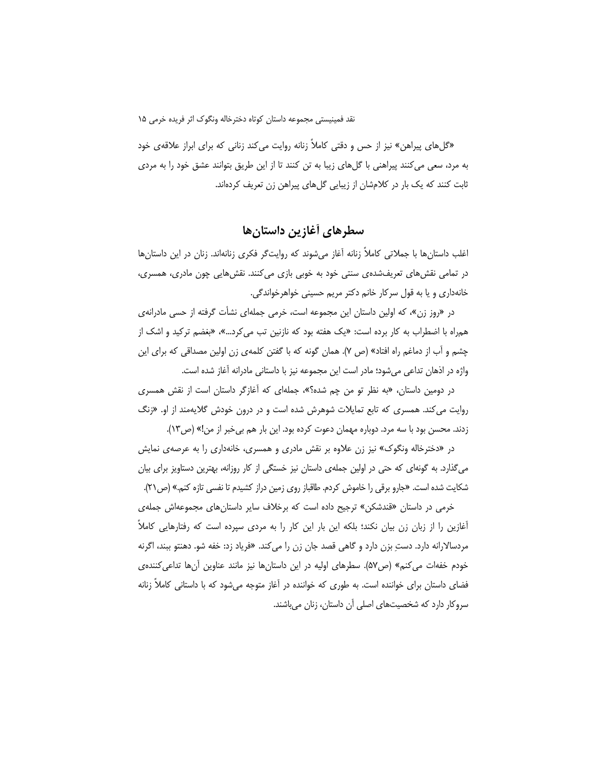«گل‌های پیراهن» نیز از حس و دقتی کاملاً زنانه روایت می‌کند زنانی که برای ابراز علاقه‌ی خود به مرد، سعی می‌کنند پیراهنی با گل‌های زیبا به تن کنند تا از این طریق بتوانند عشق خود را به مردی ثابت کنند که یک بار در کلام‌شان از زیبایی گل‌های پیراهن زن تعریف کرده‌اند.

## سطرهای آغازین داستان‌ها

اغلب داستان‌ها با جملاتی کاملاً زنانه آغاز می‌شوند که روایت‌گر فکری زنانه‌اند. زنان در این داستان‌ها در تمامی نقش‌های تعریف‌شده‌ی سنتی خود به خوبی بازی می‌کنند. نقش‌هایی چون مادری، همسری، خانه‌داری و یا به قول سرکار خانم دکتر مریم حسینی خواهرخواندگی.

در «روز زن»، که اولین داستان این مجموعه است، خرمی جمله‌ای نشأت گرفته از حسی مادرانه‌ی هم‌راه با اضطراب به کار برده است: «یک هفته بود که نازنین تب می‌کرد...»، «بغضم ترکید و اشک از چشم و آب از دماغم راه افتاد» (ص ۷). همان گونه که با گفتن کلمه‌ی زن اولین مصداقی که برای این واژه در اذهان تداعی می‌شود؛ مادر است این مجموعه نیز با داستانی مادرانه آغاز شده است.

در دومین داستان، «به نظر تو من چم شده؟»، جمله‌ای که آغازگر داستان است از نقش همسری روایت می‌کند. همسری که تابع تمایلات شوهرش شده است و در درون خودش گلایه‌مند از او. «زنگ زدند. محسن بود با سه مرد. دوباره مهمان دعوت کرده بود. این بار هم بی‌خبر از من!» (ص۱۳).

در «دخترخاله ونگوک» نیز زن علاوه بر نقش مادری و همسری، خانه‌داری را به عرصه‌ی نمایش می‌گذارد. به گونه‌ای که حتی در اولین جمله‌ی داستان نیز خستگی از کار روزانه، بهترین دستاویز برای بیان شکایت شده است. «جارو برقی را خاموش کردم. طاقباز روی زمین دراز کشیدم تا نفسی تازه کنم.» (ص۲۱).

خرمی در داستان «قندشکن» ترجیح داده است که برخلاف سایر داستان‌های مجموعه‌اش جمله‌ی آغازین را از زبان زن بیان نکند؛ بلکه این بار این کار را به مردی سپرده است که رفتارهایی کاملاً مردسالارانه دارد. دستِ بزن دارد و گاهی قصد جان زن را می‌کند. «فریاد زد: خفه شو. دهنتو ببند، اگرنه خودم خفه‌ات می‌کنم» (ص۵۷). سطرهای اولیه در این داستان‌ها نیز مانند عناوین آن‌ها تداعی‌کننده‌ی فضای داستان برای خواننده است. به طوری که خواننده در آغاز متوجه می‌شود که با داستانی کاملاً زنانه سروکار دارد که شخصیت‌های اصلی آن داستان، زنان می‌باشند.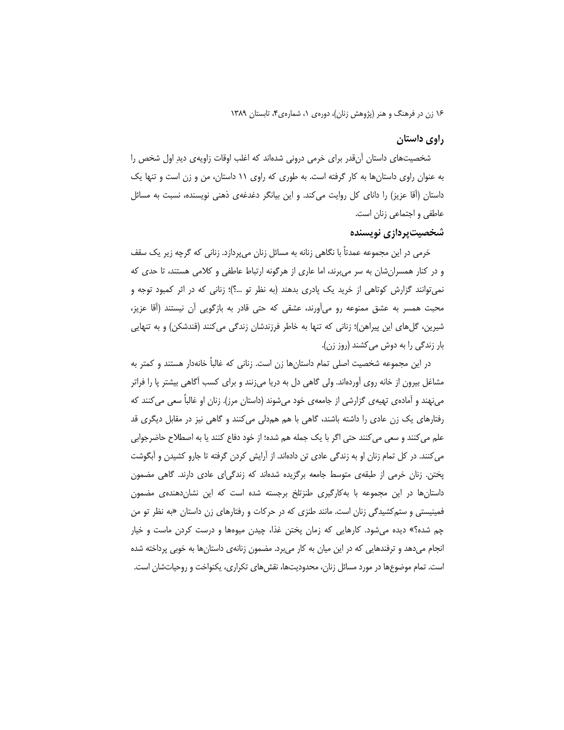## راوی داستان

شخصیت‌های داستان آن‌قدر برای خرمی درونی شده‌اند که اغلب اوقات زاویه‌ی دیدِ اول شخص را به عنوان راوی داستان‌ها به کار گرفته است. به طوری که راوی ۱۱ داستان، من و زن است و تنها یک داستان (آقا عزیز) را دانای کل روایت می‌کند. و این بیانگر دغدغه‌ی ذهنی نویسنده، نسبت به مسائل عاطفی و اجتماعی زنان است.

## شخصیت‌پردازی نویسنده

خرمی در این مجموعه عمدتاً با نگاهی زنانه به مسائل زنان می‌پردازد. زنانی که گرچه زیر یک سقف و در کنار همسران‌شان به سر می‌برند، اما عاری از هرگونه ارتباط عاطفی و کلامی هستند، تا حدی که نمی‌توانند گزارش کوتاهی از خرید یک پادری بدهند (به نظر تو ...؟)؛ زنانی که در اثر کمبود توجه و محبت همسر به عشق ممنوعه رو می‌آورند، عشقی که حتی قادر به بازگویی آن نیستند (آقا عزیز، شیرین، گل‌های این پیراهن)؛ زنانی که تنها به خاطر فرزندشان زندگی می‌کنند (قندشکن) و به تنهایی بار زندگی را به دوش می‌کشند (روز زن).

در این مجموعه شخصیت اصلی تمام داستان‌ها زن است. زنانی که غالباً خانه‌دار هستند و کمتر به مشاغل بیرون از خانه روی آورده‌اند. ولی گاهی دل به دریا می‌زنند و برای کسب آگاهی بیشتر پا را فراتر می‌نهند و آماده‌ی تهیه‌ی گزارشی از جامعه‌ی خود می‌شوند (داستان مرز). زنان او غالباً سعی می‌کنند که رفتارهای یک زن عادی را داشته باشند، گاهی با هم همدلی می‌کنند و گاهی نیز در مقابل دیگری قد علم می‌کنند و سعی می‌کنند حتی اگر با یک جمله هم شده؛ از خود دفاع کنند یا به اصطلاح حاضرجوابی می‌کنند. در کل تمام زنان او به زندگی عادی تن داده‌اند. از آرایش کردن گرفته تا جارو کشیدن و آبگوشت پختن. زنان خرمی از طبقه‌ی متوسط جامعه برگزیده شده‌اند که زندگی‌ای عادی دارند. گاهی مضمون داستان‌ها در این مجموعه با به‌کارگیری طنزتلخ برجسته شده است که این نشان‌دهنده‌ی مضمون فمینیستی و ستم‌کشیدگی زنان است. مانند طنزی که در حرکات و رفتارهای زن داستان «به نظر تو من چم شده؟» دیده می‌شود. کارهایی که زمان پختن غذا، چیدن میوه‌ها و درست کردن ماست و خیار انجام می‌دهد و ترفندهایی که در این میان به کار می‌برد. مضمون زنانه‌ی داستان‌ها به خوبی پرداخته شده است. تمام موضوع‌ها در مورد مسائل زنان، محدودیت‌ها، نقش‌های تکراری، یکنواخت و روحیات‌شان است.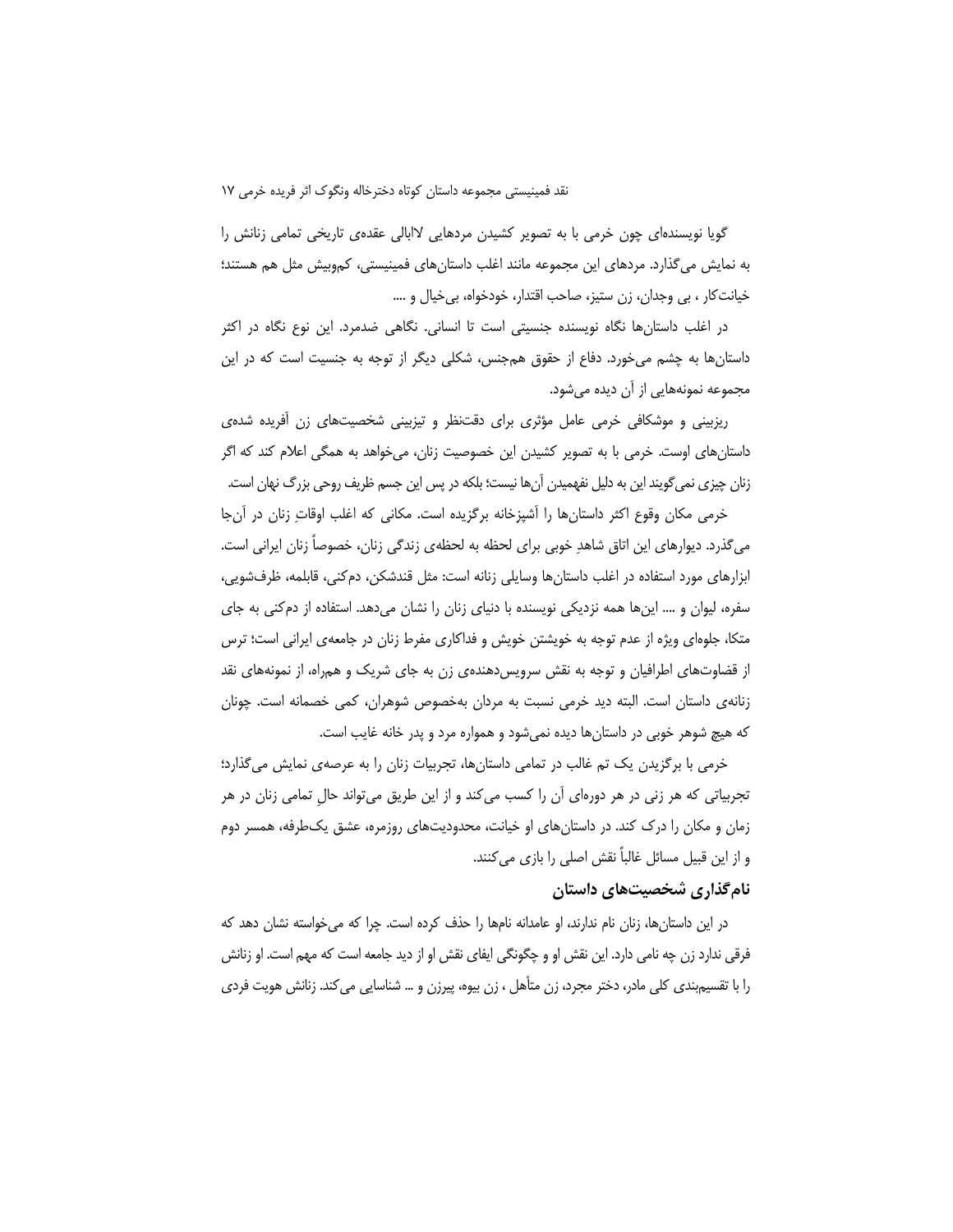گویا نویسنده‌ای چون خرمی با به تصویر کشیدن مردهایی لاابالی عقده‌ی تاریخی تمامی زنانش را به نمایش می‌گذارد. مردهای این مجموعه مانند اغلب داستان‌های فمینیستی، کم‌وبیش مثل هم هستند؛ خیانت‌کار ، بی وجدان، زن ستیز، صاحب اقتدار، خودخواه، بی‌خیال و ....

در اغلب داستان‌ها نگاه نویسنده جنسیتی است تا انسانی. نگاهی ضدمرد. این نوع نگاه در اکثر داستان‌ها به چشم می‌خورد. دفاع از حقوق هم‌جنس، شکلی دیگر از توجه به جنسیت است که در این مجموعه نمونه‌هایی از آن دیده می‌شود.

ریزبینی و موشکافی خرمی عامل مؤثری برای دقت‌نظر و تیزبینی شخصیت‌های زن آفریده شده‌ی داستان‌های اوست. خرمی با به تصویر کشیدن این خصوصیت زنان، می‌خواهد به همگی اعلام کند که اگر زنان چیزی نمی‌گویند این به دلیل نفهمیدن آن‌ها نیست؛ بلکه در پس این جسم ظریف روحی بزرگ نهان است.

خرمی مکان وقوع اکثر داستان‌ها را آشپزخانه برگزیده است. مکانی که اغلب اوقاتِ زنان در آن‌جا می‌گذرد. دیوارهای این اتاق شاهدِ خوبی برای لحظه به لحظه‌ی زندگی زنان، خصوصاً زنان ایرانی است. ابزارهای مورد استفاده در اغلب داستان‌ها وسایلی زنانه است: مثل قندشکن، دم‌کنی، قابلمه، ظرف‌شویی، سفره، لیوان و .... این‌ها همه نزدیکی نویسنده با دنیای زنان را نشان می‌دهد. استفاده از دم‌کنی به جای متکا، جلوه‌ای ویژه از عدم توجه به خویشتن خویش و فداکاری مفرط زنان در جامعه‌ی ایرانی است؛ ترس از قضاوت‌های اطرافیان و توجه به نقش سرویس‌دهنده‌ی زن به جای شریک و همراه، از نمونه‌های نقد زنانه‌ی داستان است. البته دید خرمی نسبت به مردان به‌خصوص شوهران، کمی خصمانه است. چونان که هیچ شوهر خوبی در داستان‌ها دیده نمی‌شود و همواره مرد و پدر خانه غایب است.

خرمی با برگزیدن یک تم غالب در تمامی داستان‌ها، تجربیات زنان را به عرصه‌ی نمایش می‌گذارد؛ تجربیاتی که هر زنی در هر دوره‌ای آن را کسب می‌کند و از این طریق می‌تواند حالِ تمامی زنان در هر زمان و مکان را درک کند. در داستان‌های او خیانت، محدودیت‌های روزمره، عشق یک‌طرفه، همسر دوم و از این قبیل مسائل غالباً نقش اصلی را بازی می‌کنند.

## نام‌گذاری شخصیت‌های داستان

در این داستان‌ها، زنان نام ندارند، او عامدانه نام‌ها را حذف کرده است. چرا که می‌خواسته نشان دهد که فرقی ندارد زن چه نامی دارد. این نقش او و چگونگی ایفای نقش او از دید جامعه است که مهم است. او زنانش را با تقسیم‌بندی کلی مادر، دختر مجرد، زن متأهل ، زن بیوه، پیرزن و ... شناسایی می‌کند. زنانش هویت فردی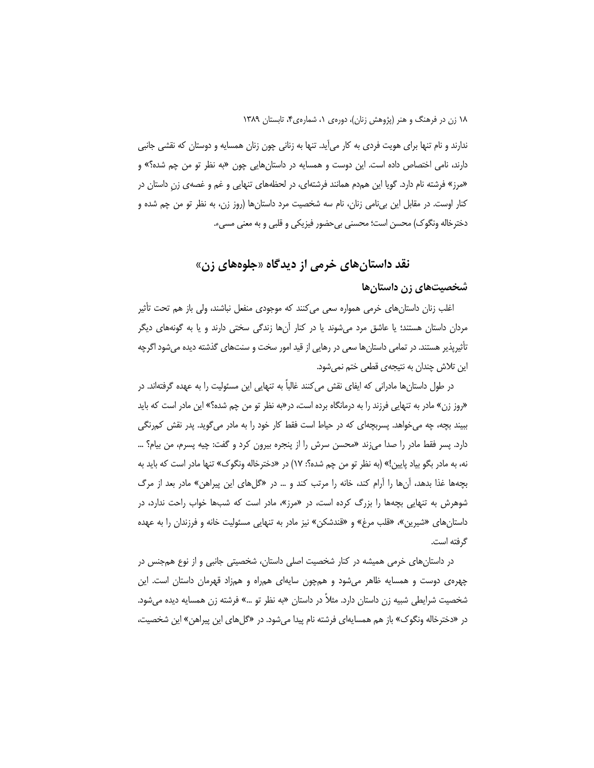ندارند و نام تنها برای هویت فردی به کار می‌آید. تنها به زنانی چون زنان همسایه و دوستان که نقشی جانبی دارند، نامی اختصاص داده است. این دوست و همسایه در داستان‌هایی چون «به نظر تو من چم شده؟» و «مرز» فرشته نام دارد. گویا این هم‌دم همانند فرشته‌ای، در لحظه‌های تنهایی و غم و غصه‌ی زنِ داستان در کنار اوست. در مقابل این بی‌نامی زنان، نام سه شخصیت مرد داستان‌ها (روز زن، به نظر تو من چم شده و دخترخاله ونگوک) محسن است؛ محسنی بی‌حضور فیزیکی و قلبی و به معنی مسیء.

## نقد داستان‌های خرمی از دیدگاه «جلوه‌های زن»

### شخصیت‌های زن داستان‌ها

اغلب زنان داستان‌های خرمی همواره سعی می‌کنند که موجودی منفعل نباشند، ولی باز هم تحت تأثیر مردان داستان هستند؛ یا عاشق مرد می‌شوند یا در کنار آن‌ها زندگی سختی دارند و یا به گونه‌های دیگر تأثیرپذیر هستند. در تمامی داستان‌ها سعی در رهایی از قید امور سخت و سنت‌های گذشته دیده می‌شود اگرچه این تلاش چندان به نتیجه‌ی قطعی ختم نمی‌شود.

در طول داستان‌ها مادرانی که ایفای نقش می‌کنند غالباً به تنهایی این مسئولیت را به عهده گرفته‌اند. در «روز زن» مادر به تنهایی فرزند را به درمانگاه برده است، در«به نظر تو من چم شده؟» این مادر است که باید ببیند بچه، چه می‌خواهد. پسربچه‌ای که در حیاط است فقط کار خود را به مادر می‌گوید. پدر نقش کم‌رنگی دارد. پسر فقط مادر را صدا می‌زند «محسن سرش را از پنجره بیرون کرد و گفت: چیه پسرم، من بیام؟ ... نه، به مادر بگو بیاد پایین!» (به نظر تو من چم شده؟: ۱۷) در «دخترخاله ونگوک» تنها مادر است که باید به بچه‌ها غذا بدهد، آن‌ها را آرام کند، خانه را مرتب کند و ... در «گل‌های این پیراهن» مادر بعد از مرگ شوهرش به تنهایی بچه‌ها را بزرگ کرده است، در «مرز»، مادر است که شب‌ها خواب راحت ندارد، در داستان‌های «شیرین»، «قلب مرغ» و «قندشکن» نیز مادر به تنهایی مسئولیت خانه و فرزندان را به عهده گرفته است.

در داستان‌های خرمی همیشه در کنار شخصیت اصلی داستان، شخصیتی جانبی و از نوع هم‌جنس در چهره‌ی دوست و همسایه ظاهر می‌شود و هم‌چون سایه‌ای همراه و همزاد قهرمان داستان است. این شخصیت شرایطی شبیه زن داستان دارد. مثلاً در داستان «به نظر تو ...» فرشته زن همسایه دیده می‌شود. در «دخترخاله ونگوک» باز هم همسایه‌ای فرشته نام پیدا می‌شود. در «گل‌های این پیراهن» این شخصیت،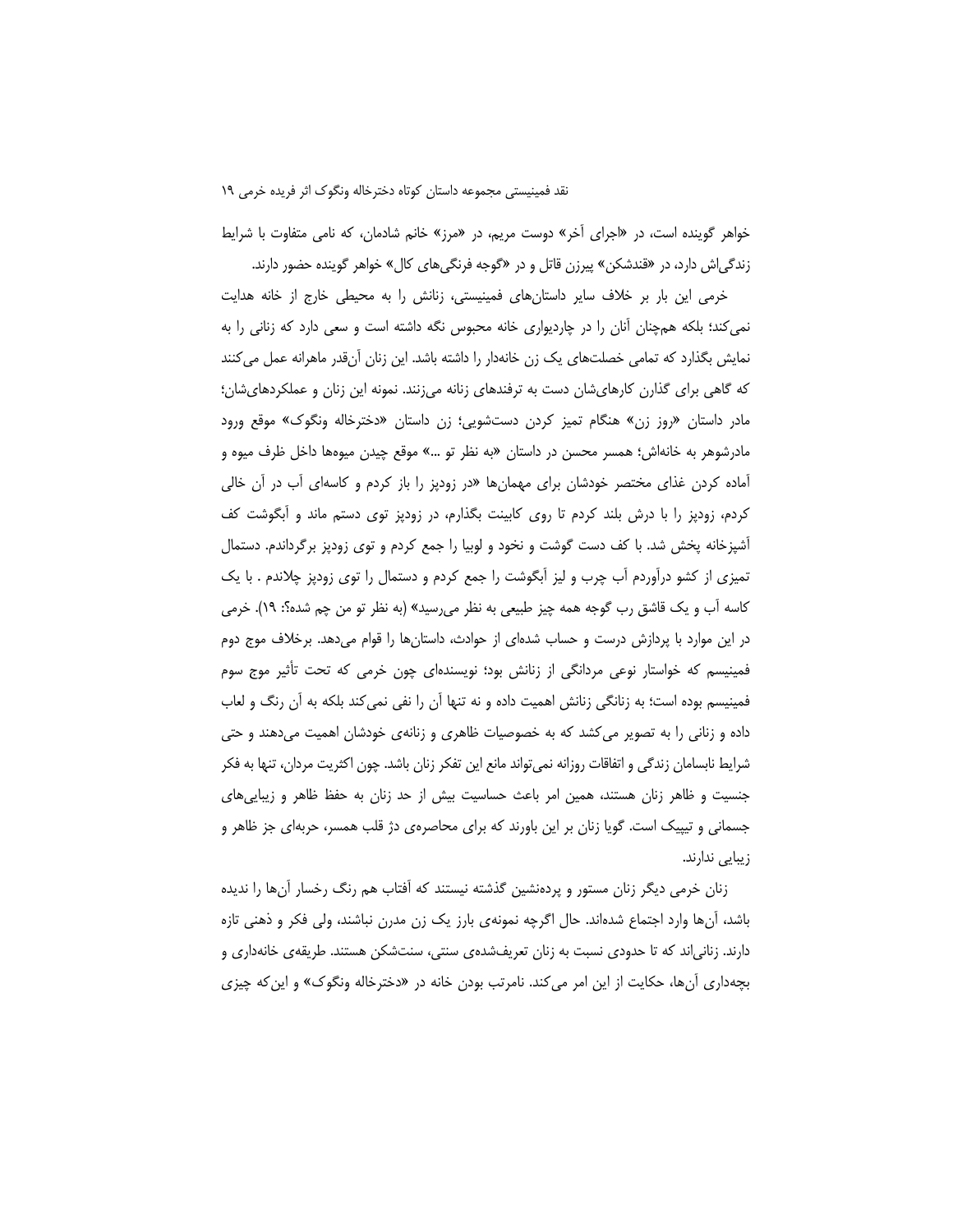خواهر گوینده است، در «اجرای آخر» دوست مریم، در «مرز» خانم شادمان، که نامی متفاوت با شرایط زندگی‌اش دارد، در «قندشکن» پیرزن قاتل و در «گوجه فرنگی‌های کال» خواهر گوینده حضور دارند.

خرمی این بار بر خلاف سایر داستان‌های فمینیستی، زنانش را به محیطی خارج از خانه هدایت نمی‌کند؛ بلکه همچنان آنان را در چاردیواری خانه محبوس نگه داشته است و سعی دارد که زنانی را به نمایش بگذارد که تمامی خصلت‌های یک زن خانه‌دار را داشته باشد. این زنان آن‌قدر ماهرانه عمل می‌کنند که گاهی برای گذارن کارهای‌شان دست به ترفندهای زنانه می‌زنند. نمونه این زنان و عملکردهای‌شان؛ مادر داستان «روز زن» هنگام تمیز کردن دست‌شویی؛ زن داستان «دخترخاله ونگوک» موقع ورود مادرشوهر به خانه‌اش؛ همسر محسن در داستان «به نظر تو ...» موقع چیدن میوه‌ها داخل ظرف میوه و آماده کردن غذای مختصر خودشان برای مهمان‌ها «در زودپز را باز کردم و کاسه‌ای آب در آن خالی کردم، زودپز را با درش بلند کردم تا روی کابینت بگذارم، در زودپز توی دستم ماند و آبگوشت کف آشپزخانه پخش شد. با کف دست گوشت و نخود و لوبیا را جمع کردم و توی زودپز برگرداندم. دستمال تمیزی از کشو درآوردم آب چرب و لیز آبگوشت را جمع کردم و دستمال را توی زودپز چلاندم . با یک کاسه آب و یک قاشق رب گوجه همه چیز طبیعی به نظر می‌رسید» (به نظر تو من چم شده؟: ۱۹). خرمی در این موارد با پردازش درست و حساب شده‌ای از حوادث، داستان‌ها را قوام می‌دهد. برخلاف موج دوم فمینیسم که خواستار نوعی مردانگی از زنانش بود؛ نویسنده‌ای چون خرمی که تحت تأثیر موج سوم فمینیسم بوده است؛ به زنانگی زنانش اهمیت داده و نه تنها آن را نفی نمی‌کند بلکه به آن رنگ و لعاب داده و زنانی را به تصویر می‌کشد که به خصوصیات ظاهری و زنانه‌ی خودشان اهمیت می‌دهند و حتی شرایط نابسامان زندگی و اتفاقات روزانه نمی‌تواند مانع این تفکر زنان باشد. چون اکثریت مردان، تنها به فکر جنسیت و ظاهر زنان هستند، همین امر باعث حساسیت بیش از حد زنان به حفظ ظاهر و زیبایی‌های جسمانی و تیپیک است. گویا زنان بر این باورند که برای محاصره‌ی دژ قلب همسر، حربه‌ای جز ظاهر و زیبایی ندارند.

زنان خرمی دیگر زنان مستور و پرده‌نشین گذشته نیستند که آفتاب هم رنگ رخسار آن‌ها را ندیده باشد، آن‌ها وارد اجتماع شده‌اند. حال اگرچه نمونه‌ی بارز یک زن مدرن نباشند، ولی فکر و ذهنی تازه دارند. زنانی‌اند که تا حدودی نسبت به زنان تعریف‌شده‌ی سنتی، سنت‌شکن هستند. طریقه‌ی خانه‌داری و بچه‌داری آن‌ها، حکایت از این امر می‌کند. نامرتب بودن خانه در «دخترخاله ونگوک» و این‌که چیزی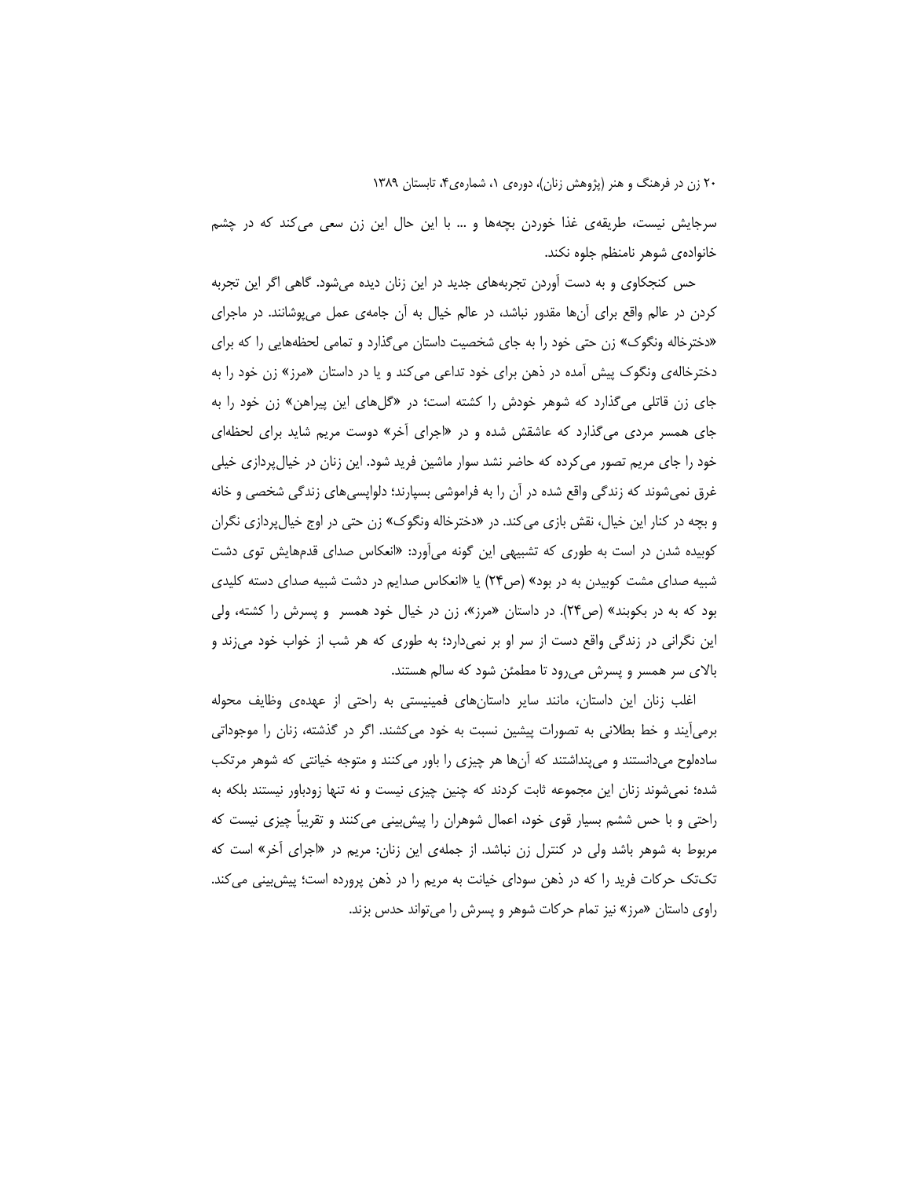سرجایش نیست، طریقه‌ی غذا خوردن بچه‌ها و ... با این حال این زن سعی می‌کند که در چشم خانواده‌ی شوهر نامنظم جلوه نکند.

حس کنجکاوی و به دست آوردن تجربه‌های جدید در این زنان دیده می‌شود. گاهی اگر این تجربه کردن در عالم واقع برای آن‌ها مقدور نباشد، در عالم خیال به آن جامه‌ی عمل می‌پوشانند. در ماجرای «دخترخاله ونگوک» زن حتی خود را به جای شخصیت داستان می‌گذارد و تمامی لحظه‌هایی را که برای دخترخاله‌ی ونگوک پیش آمده در ذهن برای خود تداعی می‌کند و یا در داستان «مرز» زن خود را به جای زن قاتلی می‌گذارد که شوهر خودش را کشته است؛ در «گل‌های این پیراهن» زن خود را به جای همسر مردی می‌گذارد که عاشقش شده و در «اجرای آخر» دوست مریم شاید برای لحظه‌ای خود را جای مریم تصور می‌کرده که حاضر نشد سوار ماشین فرید شود. این زنان در خیال‌پردازی خیلی غرق نمی‌شوند که زندگی واقع شده در آن را به فراموشی بسپارند؛ دلواپسی‌های زندگی شخصی و خانه و بچه در کنار این خیال، نقش بازی می‌کند. در «دخترخاله ونگوک» زن حتی در اوج خیال‌پردازی نگران کوبیده شدن در است به طوری که تشبیهی این گونه می‌آورد: «انعکاس صدای قدم‌هایش توی دشت شبیه صدای مشت کوبیدن به در بود» (ص۲۴) یا «انعکاس صدایم در دشت شبیه صدای دسته کلیدی بود که به در بکوبند» (ص۲۴). در داستان «مرز»، زن در خیال خود همسر و پسرش را کشته، ولی این نگرانی در زندگی واقع دست از سر او بر نمی‌دارد؛ به طوری که هر شب از خواب خود می‌زند و بالای سر همسر و پسرش می‌رود تا مطمئن شود که سالم هستند.

اغلب زنان این داستان، مانند سایر داستان‌های فمینیستی به راحتی از عهده‌ی وظایف محوله برمی‌آیند و خط بطلانی به تصورات پیشین نسبت به خود می‌کشند. اگر در گذشته، زنان را موجوداتی ساده‌لوح می‌دانستند و می‌پنداشتند که آن‌ها هر چیزی را باور می‌کنند و متوجه خیانتی که شوهر مرتکب شده؛ نمی‌شوند زنان این مجموعه ثابت کردند که چنین چیزی نیست و نه تنها زودباور نیستند بلکه به راحتی و با حس ششم بسیار قوی خود، اعمال شوهران را پیش‌بینی می‌کنند و تقریباً چیزی نیست که مربوط به شوهر باشد ولی در کنترل زن نباشد. از جمله‌ی این زنان: مریم در «اجرای آخر» است که تک‌تک حرکات فرید را که در ذهن سودای خیانت به مریم را در ذهن پرورده است؛ پیش‌بینی می‌کند. راوی داستان «مرز» نیز تمام حرکات شوهر و پسرش را می‌تواند حدس بزند.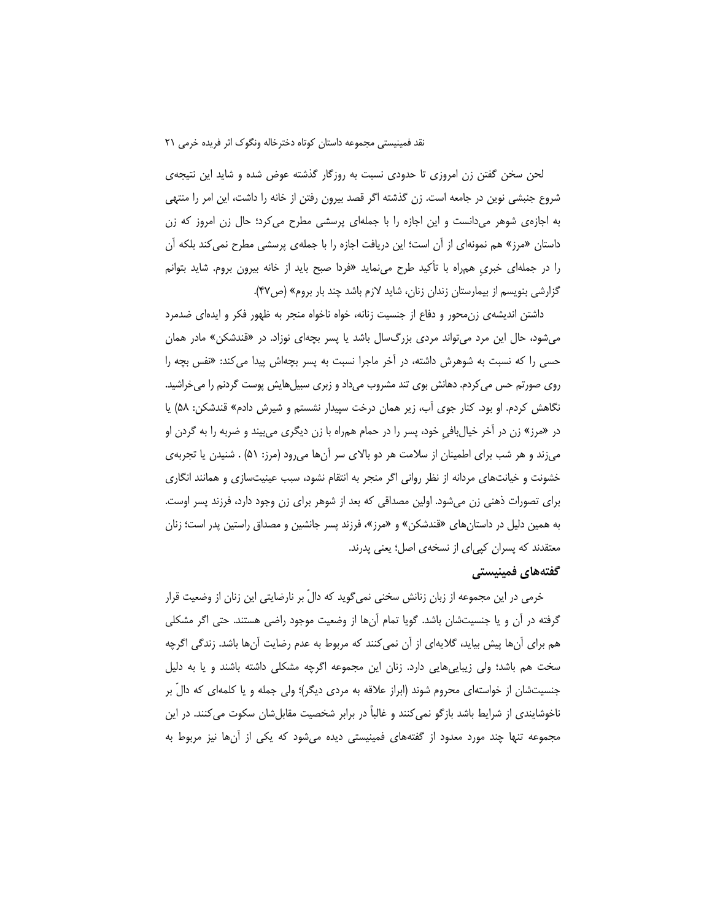لحن سخن گفتن زن امروزی تا حدودی نسبت به روزگار گذشته عوض شده و شاید این نتیجه‌ی شروع جنبشی نوین در جامعه است. زن گذشته اگر قصد بیرون رفتن از خانه را داشت، این امر را منتهی به اجازه‌ی شوهر می‌دانست و این اجازه را با جمله‌ای پرسشی مطرح می‌کرد؛ حال زن امروز که زن داستان «مرز» هم نمونه‌ای از آن است؛ این دریافت اجازه را با جمله‌ی پرسشی مطرح نمی‌کند بلکه آن را در جمله‌ای خبریِ همراه با تأکید طرح می‌نماید «فردا صبح باید از خانه بیرون بروم. شاید بتوانم گزارشی بنویسم از بیمارستان زندان زنان، شاید لازم باشد چند بار بروم» (ص۴۷).

داشتن اندیشه‌ی زن‌محور و دفاع از جنسیت زنانه، خواه ناخواه منجر به ظهور فکر و ایده‌ای ضدمرد می‌شود، حال این مرد می‌تواند مردی بزرگ‌سال باشد یا پسر بچه‌ای نوزاد. در «قندشکن» مادر همان حسی را که نسبت به شوهرش داشته، در آخر ماجرا نسبت به پسر بچه‌اش پیدا می‌کند: «نفس بچه را روی صورتم حس می‌کردم. دهانش بوی تند مشروب می‌داد و زبری سبیل‌هایش پوست گردنم را می‌خراشید. نگاهش کردم. او بود. کنار جوی آب، زیر همان درخت سپیدار نشستم و شیرش دادم» قندشکن: ۵۸) یا در «مرز» زن در آخر خیال‌بافیِ خود، پسر را در حمام همراه با زن دیگری می‌بیند و ضربه را به گردن او می‌زند و هر شب برای اطمینان از سلامت هر دو بالای سر آن‌ها می‌رود (مرز: ۵۱) . شنیدن یا تجربه‌ی خشونت و خیانت‌های مردانه از نظر روانی اگر منجر به انتقام نشود، سبب عینیت‌سازی و همانند انگاری برای تصورات ذهنی زن می‌شود. اولین مصداقی که بعد از شوهر برای زن وجود دارد، فرزند پسر اوست. به همین دلیل در داستان‌های «قندشکن» و «مرز»، فرزند پسر جانشین و مصداق راستین پدر است؛ زنان معتقدند که پسران کپی‌ای از نسخه‌ی اصل؛ یعنی پدرند.

## گفته‌های فمینیستی

خرمی در این مجموعه از زبان زنانش سخنی نمی‌گوید که دالّ بر نارضایتی این زنان از وضعیت قرار گرفته در آن و یا جنسیت‌شان باشد. گویا تمام آن‌ها از وضعیت موجود راضی هستند. حتی اگر مشکلی هم برای آن‌ها پیش بیاید، گلایه‌ای از آن نمی‌کنند که مربوط به عدم رضایت آن‌ها باشد. زندگی اگرچه سخت هم باشد؛ ولی زیبایی‌هایی دارد. زنان این مجموعه اگرچه مشکلی داشته باشند و یا به دلیل جنسیت‌شان از خواسته‌ای محروم شوند (ابراز علاقه به مردی دیگر)؛ ولی جمله و یا کلمه‌ای که دالّ بر ناخوشایندی از شرایط باشد بازگو نمی‌کنند و غالباً در برابر شخصیت مقابل‌شان سکوت می‌کنند. در این مجموعه تنها چند مورد معدود از گفته‌های فمینیستی دیده می‌شود که یکی از آن‌ها نیز مربوط به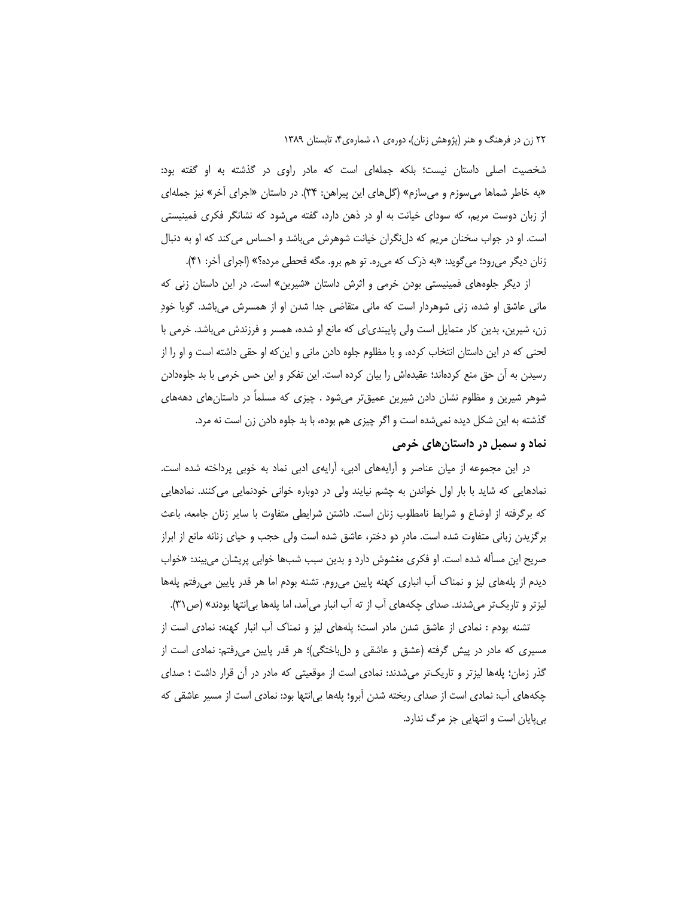شخصیت اصلی داستان نیست؛ بلکه جمله‌ای است که مادر راوی در گذشته به او گفته بود: «به خاطر شماها می‌سوزم و می‌سازم» (گل‌های این پیراهن: ۳۴). در داستان «اجرای آخر» نیز جمله‌ای از زبان دوست مریم، که سودای خیانت به او در ذهن دارد، گفته می‌شود که نشانگر فکری فمینیستی است. او در جواب سخنان مریم که دل‌نگران خیانت شوهرش می‌باشد و احساس می‌کند که او به دنبال زنان دیگر می‌رود؛ می‌گوید: «به دَرَک که می‌ره. تو هم برو. مگه قحطی مرده؟» (اجرای آخر: ۴۱).

از دیگر جلوه‌های فمینیستی بودن خرمی و اثرش داستان «شیرین» است. در این داستان زنی که مانی عاشق او شده، زنی شوهردار است که مانی متقاضی جدا شدن او از همسرش می‌باشد. گویا خودِ زن، شیرین، بدین کار متمایل است ولی پایبندی‌ای که مانع او شده، همسر و فرزندش می‌باشد. خرمی با لحنی که در این داستان انتخاب کرده، و با مظلوم جلوه دادن مانی و این‌که او حقی داشته است و او را از رسیدن به آن حق منع کرده‌اند؛ عقیده‌اش را بیان کرده است. این تفکر و این حس خرمی با بد جلوه‌دادن شوهر شیرین و مظلوم نشان دادن شیرین عمیق‌تر می‌شود . چیزی که مسلماً در داستان‌های دهه‌های گذشته به این شکل دیده نمی‌شده است و اگر چیزی هم بوده، با بد جلوه دادن زن است نه مرد.

## نماد و سمبل در داستان‌های خرمی

در این مجموعه از میان عناصر و آرایه‌های ادبی، آرایه‌ی ادبی نماد به خوبی پرداخته شده است. نمادهایی که شاید با بار اول خواندن به چشم نیایند ولی در دوباره خوانی خودنمایی می‌کنند. نمادهایی که برگرفته از اوضاع و شرایط نامطلوب زنان است. داشتن شرایطی متفاوت با سایر زنان جامعه، باعث برگزیدن زبانی متفاوت شده است. مادرِ دو دختر، عاشق شده است ولی حجب و حیای زنانه مانع از ابراز صریح این مسأله شده است. او فکری مغشوش دارد و بدین سبب شب‌ها خوابی پریشان می‌بیند: «خواب دیدم از پله‌های لیز و نمناک آب انباری کهنه پایین می‌روم. تشنه بودم اما هر قدر پایین می‌رفتم پله‌ها لیزتر و تاریک‌تر می‌شدند. صدای چکه‌های آب از ته آب انبار می‌آمد، اما پله‌ها بی‌انتها بودند» (ص۳۱).

تشنه بودم : نمادی از عاشق شدن مادر است؛ پله‌های لیز و نمناک آب انبار کهنه: نمادی است از مسیری که مادر در پیش گرفته (عشق و عاشقی و دل‌باختگی)؛ هر قدر پایین می‌رفتم: نمادی است از گذر زمان؛ پله‌ها لیزتر و تاریک‌تر می‌شدند: نمادی است از موقعیتی که مادر در آن قرار داشت ؛ صدای چکه‌های آب: نمادی است از صدای ریخته شدن آبرو؛ پله‌ها بی‌انتها بود: نمادی است از مسیر عاشقی که بی‌پایان است و انتهایی جز مرگ ندارد.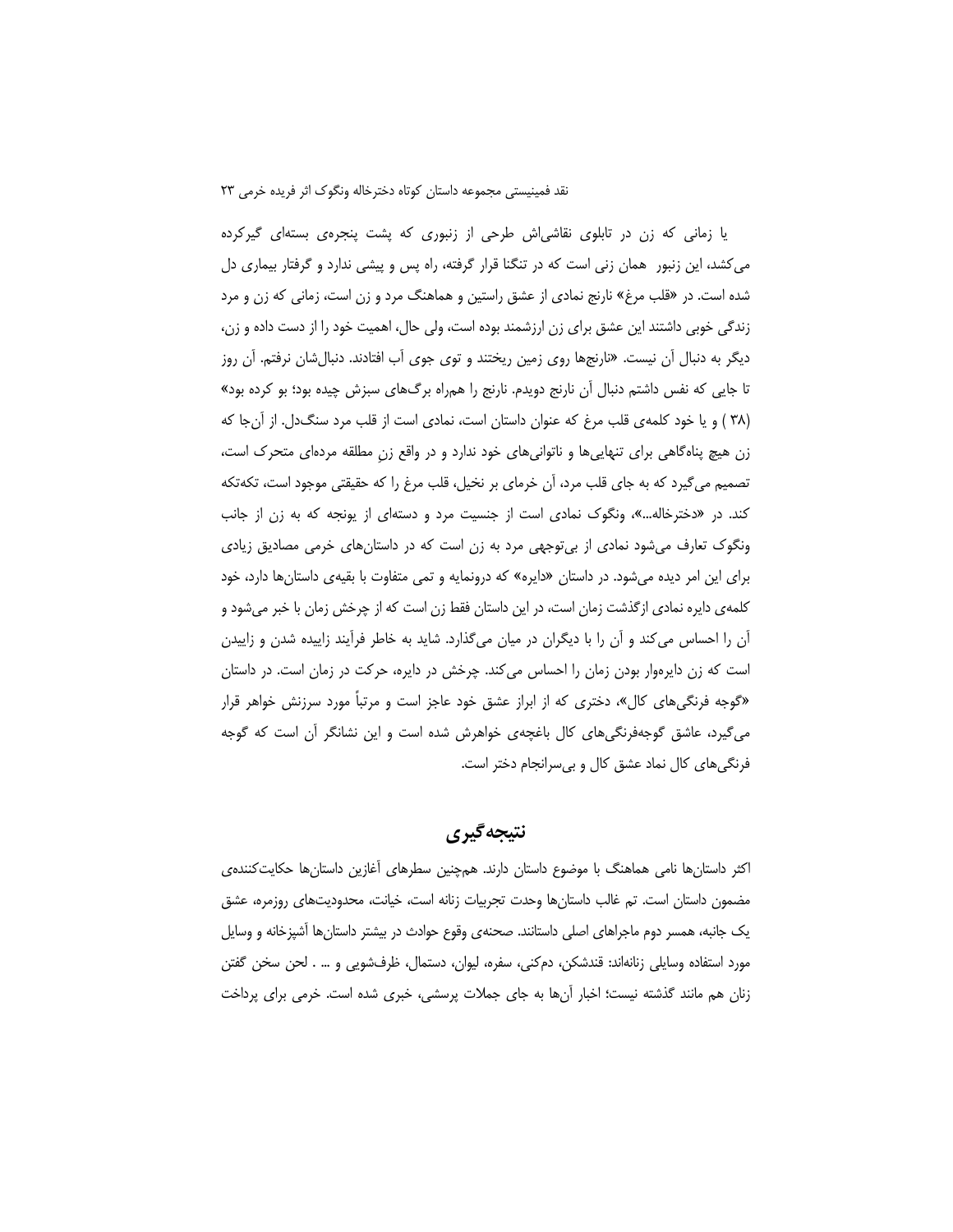یا زمانی که زن در تابلوی نقاشی‌اش طرحی از زنبوری که پشت پنجره‌ی بسته‌ای گیرکرده می‌کشد، این زنبور همان زنی است که در تنگنا قرار گرفته، راه پس و پیشی ندارد و گرفتار بیماری دل شده است. در «قلب مرغ» نارنج نمادی از عشق راستین و هماهنگ مرد و زن است، زمانی که زن و مرد زندگی خوبی داشتند این عشق برای زن ارزشمند بوده است، ولی حال، اهمیت خود را از دست داده و زن، دیگر به دنبال آن نیست. «نارنج‌ها روی زمین ریختند و توی جوی آب افتادند. دنبال‌شان نرفتم. آن روز تا جایی که نفس داشتم دنبال آن نارنج دویدم. نارنج را همراه برگ‌های سبزش چیده بود؛ بو کرده بود» (۳۸ ) و یا خود کلمه‌ی قلب مرغ که عنوان داستان است، نمادی است از قلب مرد سنگ‌دل. از آن‌جا که زن هیچ پناه‌گاهی برای تنهایی‌ها و ناتوانی‌های خود ندارد و در واقع زنِ مطلقه مرده‌ای متحرک است، تصمیم می‌گیرد که به جای قلب مرد، آن خرمای بر نخیل، قلب مرغ را که حقیقتی موجود است، تکه‌تکه کند. در «دخترخاله...»، ونگوک نمادی است از جنسیت مرد و دسته‌ای از یونجه که به زن از جانب ونگوک تعارف می‌شود نمادی از بی‌توجهی مرد به زن است که در داستان‌های خرمی مصادیق زیادی برای این امر دیده می‌شود. در داستان «دایره» که درونمایه و تمی متفاوت با بقیه‌ی داستان‌ها دارد، خود کلمه‌ی دایره نمادی ازگذشت زمان است، در این داستان فقط زن است که از چرخش زمان با خبر می‌شود و آن را احساس می‌کند و آن را با دیگران در میان می‌گذارد. شاید به خاطر فرآیند زاییده شدن و زاییدن است که زن دایره‌وار بودن زمان را احساس می‌کند. چرخش در دایره، حرکت در زمان است. در داستان «گوجه فرنگی‌های کال»، دختری که از ابراز عشق خود عاجز است و مرتباً مورد سرزنش خواهر قرار می‌گیرد، عاشق گوجه‌فرنگی‌های کال باغچه‌ی خواهرش شده است و این نشانگر آن است که گوجه فرنگی‌های کال نماد عشق کال و بی‌سرانجام دختر است.

## نتیجه‌گیری

اکثر داستان‌ها نامی هماهنگ با موضوع داستان دارند. هم‌چنین سطرهای آغازین داستان‌ها حکایت‌کننده‌ی مضمون داستان است. تم غالب داستان‌ها وحدت تجربیات زنانه است، خیانت، محدودیت‌های روزمره، عشق یک جانبه، همسر دوم ماجراهای اصلی داستانند. صحنه‌ی وقوع حوادث در بیشتر داستان‌ها آشپزخانه و وسایل مورد استفاده وسایلی زنانه‌اند: قندشکن، دم‌کنی، سفره، لیوان، دستمال، ظرف‌شویی و ... . لحن سخن گفتن زنان هم مانند گذشته نیست؛ اخبار آن‌ها به جای جملات پرسشی، خبری شده است. خرمی برای پرداخت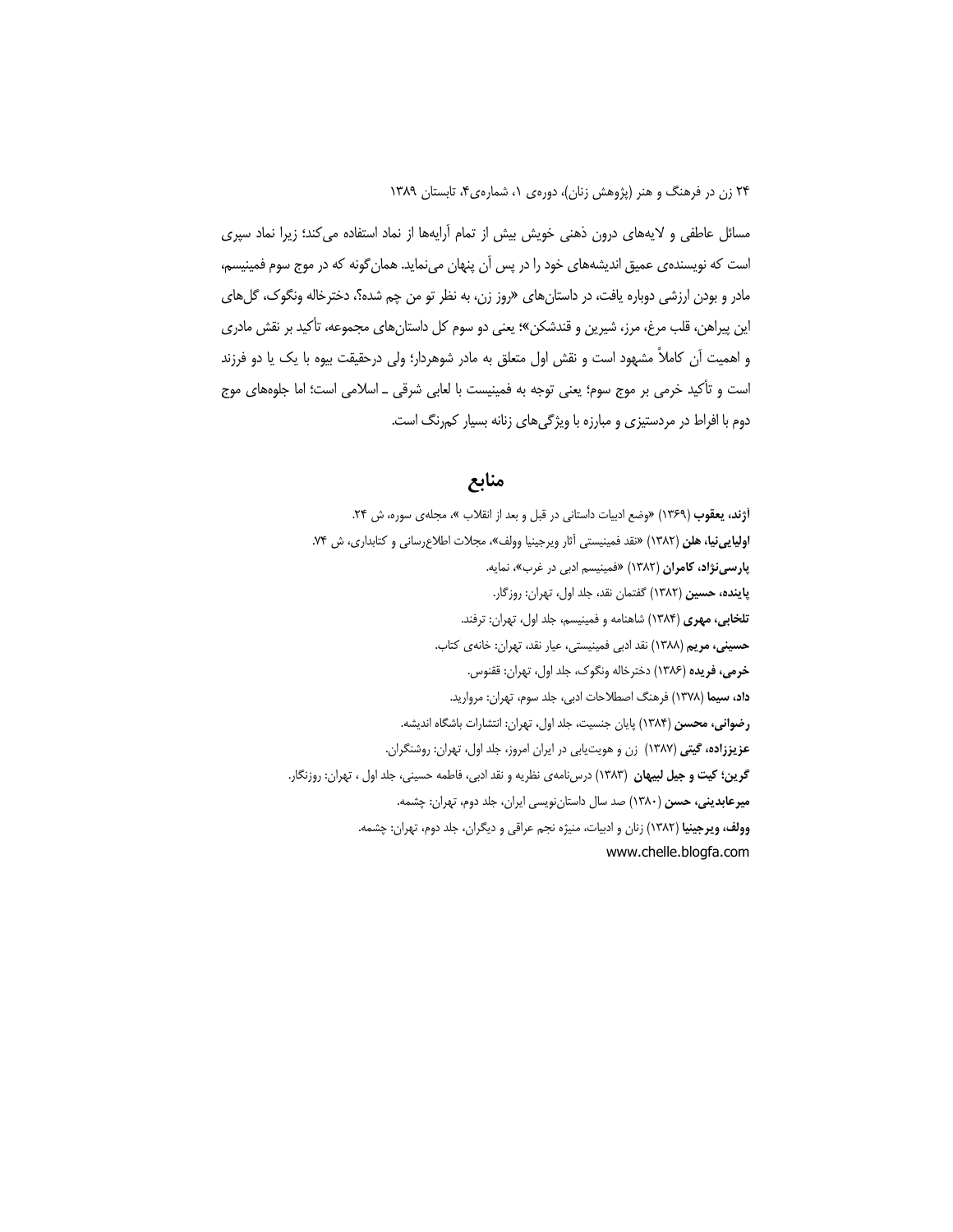مسائل عاطفی و لایه‌های درون ذهنی خویش بیش از تمام آرایه‌ها از نماد استفاده می‌کند؛ زیرا نماد سپری است که نویسنده‌ی عمیق اندیشه‌های خود را در پس آن پنهان می‌نماید. همان‌گونه که در موج سوم فمینیسم، مادر و بودن ارزشی دوباره یافت، در داستان‌های «روز زن، به نظر تو من چم شده؟، دخترخاله ونگوک، گل‌های این پیراهن، قلب مرغ، مرز، شیرین و قندشکن»؛ یعنی دو سوم کل داستان‌های مجموعه، تأکید بر نقش مادری و اهمیت آن کاملاً مشهود است و نقش اول متعلق به مادر شوهردار؛ ولی درحقیقت بیوه با یک یا دو فرزند است و تأکید خرمی بر موج سوم؛ یعنی توجه به فمینیست با لعابی شرقی ـ اسلامی است؛ اما جلوه‌های موج دوم با افراط در مردستیزی و مبارزه با ویژگی‌های زنانه بسیار کم‌رنگ است.

## منابع

**اژند، یعقوب** (۱۳۶۹) «وضع ادبیات داستانی در قبل و بعد از انقلاب »، مجله‌ی سوره، ش ۲۴.

**اولیایی‌نیا، هلن** (۱۳۸۲) «نقد فمینیستی آثار ویرجینیا وولف»، مجلات اطلاع‌رسانی و کتابداری، ش ۷۴.

**پارسی‌نژاد، کامران** (۱۳۸۲) «فمینیسم ادبی در غرب»، نمایه.

**پاینده، حسین** (۱۳۸۲) گفتمان نقد، جلد اول، تهران: روزگار.

**تلخابی، مهری** (۱۳۸۴) شاهنامه و فمینیسم، جلد اول، تهران: ترفند.

**حسینی، مریم** (۱۳۸۸) نقد ادبی فمینیستی، عیار نقد، تهران: خانه‌ی کتاب.

**خرمی، فریده** (۱۳۸۶) دخترخاله ونگوک، جلد اول، تهران: ققنوس.

**داد، سیما** (۱۳۷۸) فرهنگ اصطلاحات ادبی، جلد سوم، تهران: مروارید.

**رضوانی، محسن** (۱۳۸۴) پایان جنسیت، جلد اول، تهران: انتشارات باشگاه اندیشه.

**عزیززاده، گیتی** (۱۳۸۷) زن و هویت‌یابی در ایران امروز، جلد اول، تهران: روشنگران.

**گرین؛ کیت و جیل لبیهان** (۱۳۸۳) درس‌نامه‌ی نظریه و نقد ادبی، فاطمه حسینی، جلد اول ، تهران: روزنگار.

**میرعابدینی، حسن** (۱۳۸۰) صد سال داستان‌نویسی ایران، جلد دوم، تهران: چشمه.

**وولف، ویرجینیا** (۱۳۸۲) زنان و ادبیات، منیژه نجم عراقی و دیگران، جلد دوم، تهران: چشمه.

www.chelle.blogfa.com